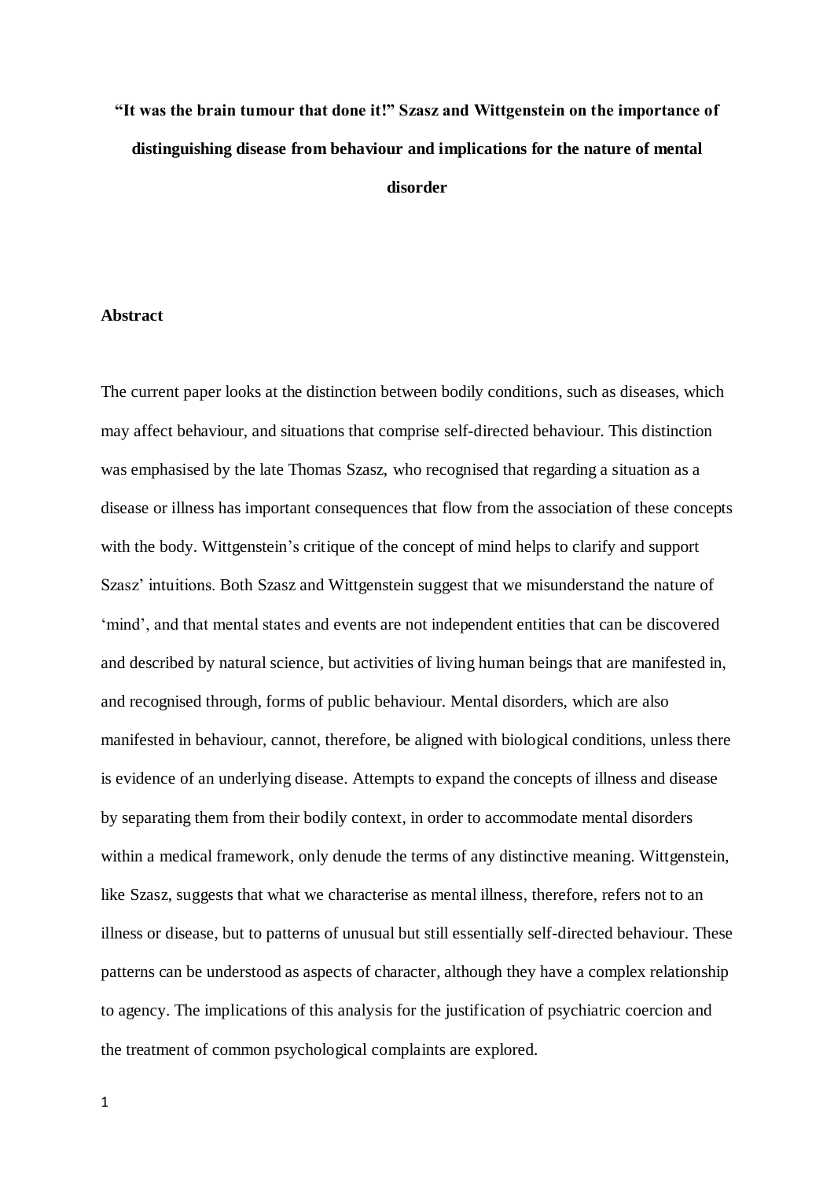# "It was the brain tumour that done it!" Szasz and Wittgenstein on the importance of distinguishing disease from behaviour and implications for the nature of mental disorder

## Abstract

The current paper looks at the distinction between bodily conditions, such as diseases, which may affect behaviour, and situations that comprise self-directed behaviour. This distinction was emphasised by the late Thomas Szasz, who recognised that regarding a situation as a disease or illness has important consequences that flow from the association of these concepts with the body. Wittgenstein's critique of the concept of mind helps to clarify and support Szasz' intuitions. Both Szasz and Wittgenstein suggest that we misunderstand the nature of 'mind', and that mental states and events are not independent entities that can be discovered and described by natural science, but activities of living human beings that are manifested in, and recognised through, forms of public behaviour. Mental disorders, which are also manifested in behaviour, cannot, therefore, be aligned with biological conditions, unless there is evidence of an underlying disease. Attempts to expand the concepts of illness and disease by separating them from their bodily context, in order to accommodate mental disorders within a medical framework, only denude the terms of any distinctive meaning. Wittgenstein, like Szasz, suggests that what we characterise as mental illness, therefore, refers not to an illness or disease, but to patterns of unusual but still essentially self-directed behaviour. These patterns can be understood as aspects of character, although they have a complex relationship to agency. The implications of this analysis for the justification of psychiatric coercion and the treatment of common psychological complaints are explored.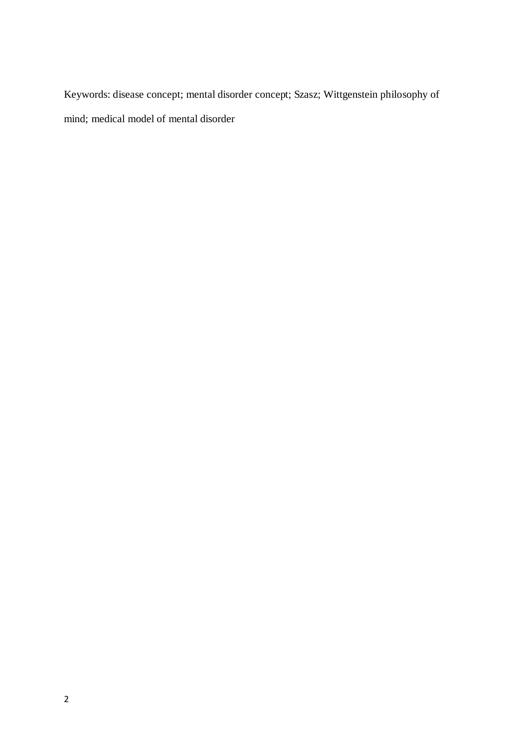Keywords: disease concept; mental disorder concept; Szasz; Wittgenstein philosophy of mind; medical model of mental disorder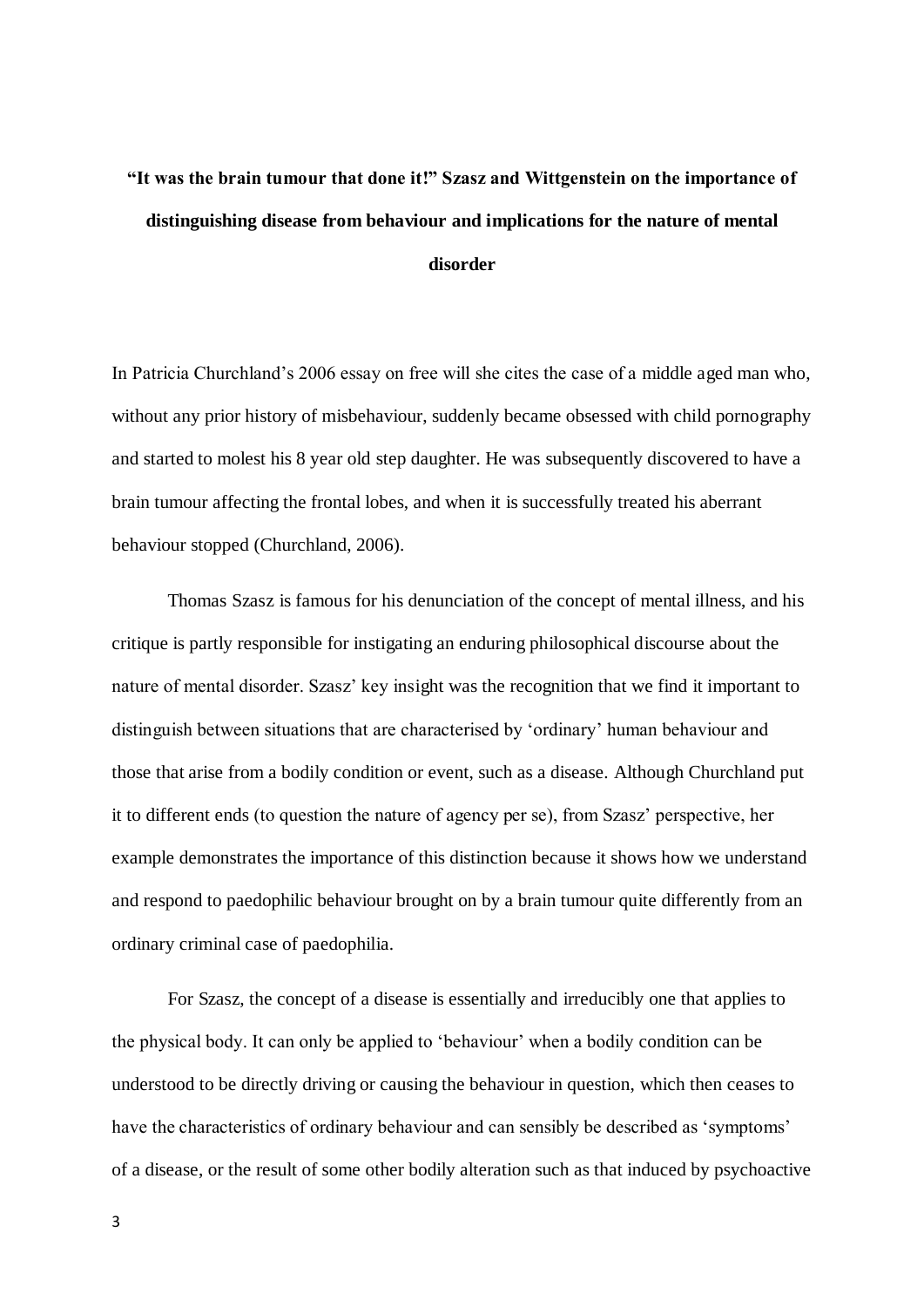# "It was the brain tumour that done it!" Szasz and Wittgenstein on the importance of distinguishing disease from behaviour and implications for the nature of mental disorder

In Patricia Churchland's 2006 essay on free will she cites the case of a middle aged man who, without any prior history of misbehaviour, suddenly became obsessed with child pornography and started to molest his 8 year old step daughter. He was subsequently discovered to have a brain tumour affecting the frontal lobes, and when it is successfully treated his aberrant behaviour stopped (Churchland, 2006).

Thomas Szasz is famous for his denunciation of the concept of mental illness, and his critique is partly responsible for instigating an enduring philosophical discourse about the nature of mental disorder. Szasz' key insight was the recognition that we find it important to distinguish between situations that are characterised by 'ordinary' human behaviour and those that arise from a bodily condition or event, such as a disease. Although Churchland put it to different ends (to question the nature of agency per se), from Szasz' perspective, her example demonstrates the importance of this distinction because it shows how we understand and respond to paedophilic behaviour brought on by a brain tumour quite differently from an ordinary criminal case of paedophilia.

For Szasz, the concept of a disease is essentially and irreducibly one that applies to the physical body. It can only be applied to 'behaviour' when a bodily condition can be understood to be directly driving or causing the behaviour in question, which then ceases to have the characteristics of ordinary behaviour and can sensibly be described as 'symptoms' of a disease, or the result of some other bodily alteration such as that induced by psychoactive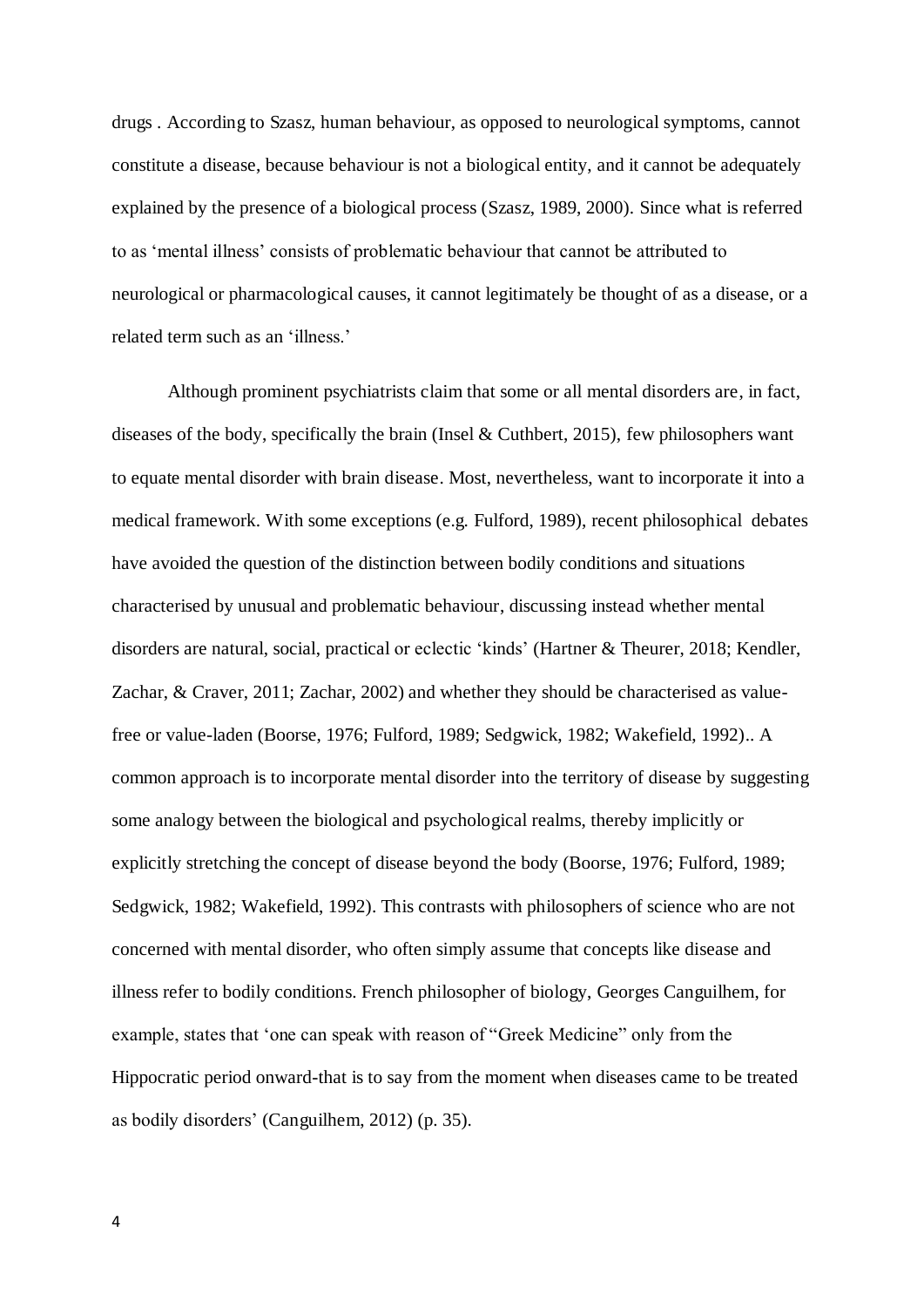drugs . According to Szasz, human behaviour, as opposed to neurological symptoms, cannot constitute a disease, because behaviour is not a biological entity, and it cannot be adequately explained by the presence of a biological process (Szasz, 1989, 2000). Since what is referred to as 'mental illness' consists of problematic behaviour that cannot be attributed to neurological or pharmacological causes, it cannot legitimately be thought of as a disease, or a related term such as an 'illness.'

Although prominent psychiatrists claim that some or all mental disorders are, in fact, diseases of the body, specifically the brain (Insel & Cuthbert, 2015), few philosophers want to equate mental disorder with brain disease. Most, nevertheless, want to incorporate it into a medical framework. With some exceptions (e.g. Fulford, 1989), recent philosophical debates have avoided the question of the distinction between bodily conditions and situations characterised by unusual and problematic behaviour, discussing instead whether mental disorders are natural, social, practical or eclectic 'kinds' (Hartner & Theurer, 2018; Kendler, Zachar, & Craver, 2011; Zachar, 2002) and whether they should be characterised as value-free or value-laden (Boorse, 1976; Fulford, 1989; Sedgwick, 1982; Wakefield, 1992).. A common approach is to incorporate mental disorder into the territory of disease by suggesting some analogy between the biological and psychological realms, thereby implicitly or explicitly stretching the concept of disease beyond the body (Boorse, 1976; Fulford, 1989; Sedgwick, 1982; Wakefield, 1992). This contrasts with philosophers of science who are not concerned with mental disorder, who often simply assume that concepts like disease and illness refer to bodily conditions. French philosopher of biology, Georges Canguilhem, for example, states that 'one can speak with reason of "Greek Medicine" only from the Hippocratic period onward-that is to say from the moment when diseases came to be treated as bodily disorders' (Canguilhem, 2012) (p. 35).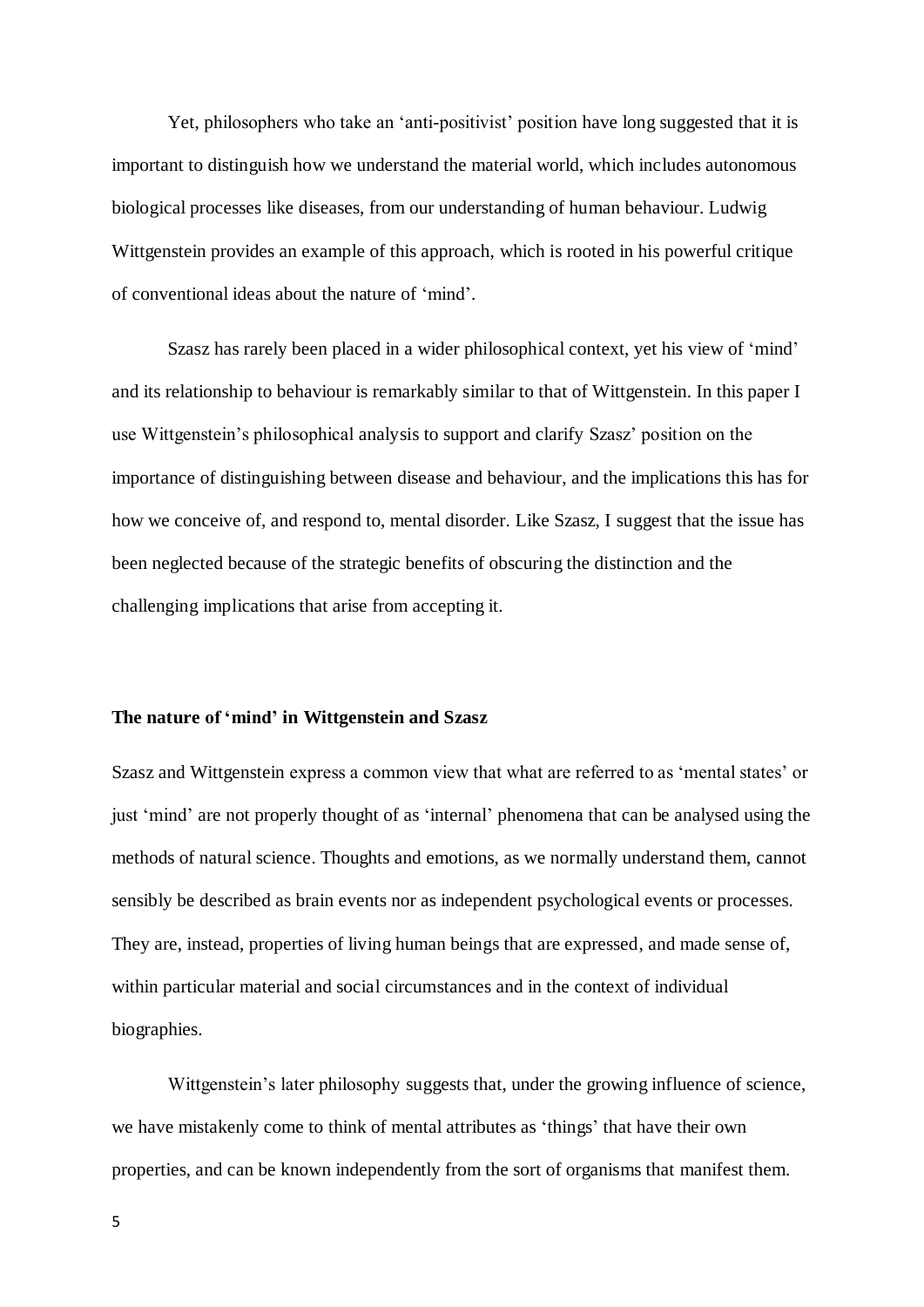Yet, philosophers who take an 'anti-positivist' position have long suggested that it is important to distinguish how we understand the material world, which includes autonomous biological processes like diseases, from our understanding of human behaviour. Ludwig Wittgenstein provides an example of this approach, which is rooted in his powerful critique of conventional ideas about the nature of 'mind'.

Szasz has rarely been placed in a wider philosophical context, yet his view of 'mind' and its relationship to behaviour is remarkably similar to that of Wittgenstein. In this paper I use Wittgenstein's philosophical analysis to support and clarify Szasz' position on the importance of distinguishing between disease and behaviour, and the implications this has for how we conceive of, and respond to, mental disorder. Like Szasz, I suggest that the issue has been neglected because of the strategic benefits of obscuring the distinction and the challenging implications that arise from accepting it.

## The nature of 'mind' in Wittgenstein and Szasz

Szasz and Wittgenstein express a common view that what are referred to as 'mental states' or just 'mind' are not properly thought of as 'internal' phenomena that can be analysed using the methods of natural science. Thoughts and emotions, as we normally understand them, cannot sensibly be described as brain events nor as independent psychological events or processes. They are, instead, properties of living human beings that are expressed, and made sense of, within particular material and social circumstances and in the context of individual biographies.

Wittgenstein's later philosophy suggests that, under the growing influence of science, we have mistakenly come to think of mental attributes as 'things' that have their own properties, and can be known independently from the sort of organisms that manifest them.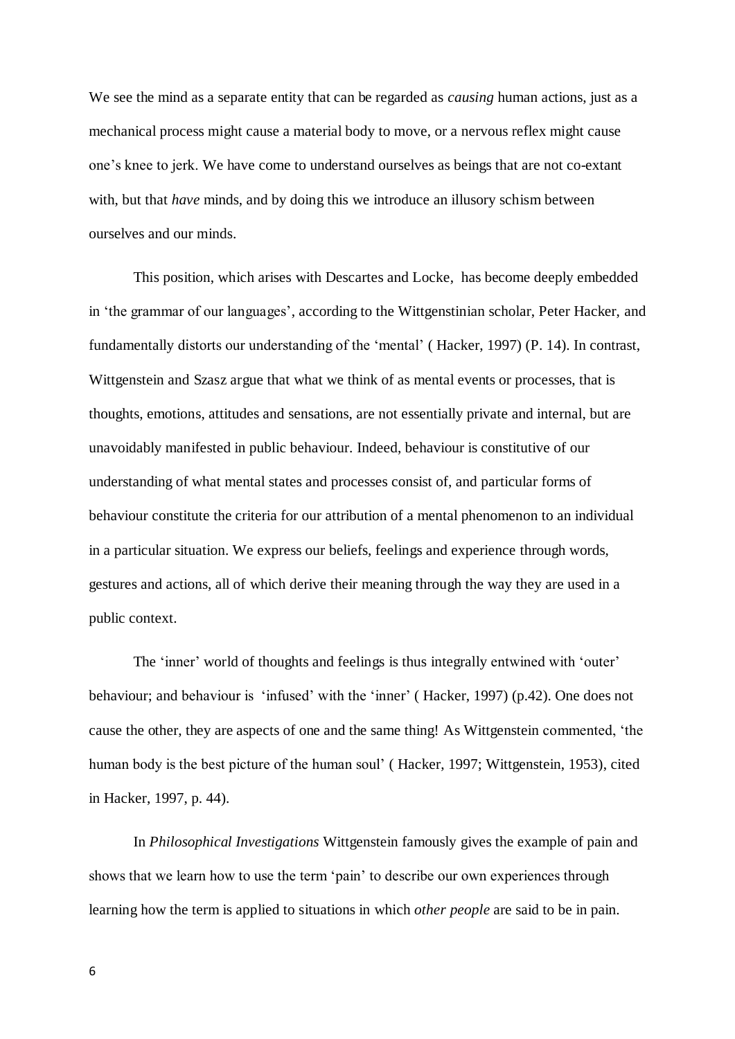We see the mind as a separate entity that can be regarded as *causing* human actions, just as a mechanical process might cause a material body to move, or a nervous reflex might cause one's knee to jerk. We have come to understand ourselves as beings that are not co-extant with, but that *have* minds, and by doing this we introduce an illusory schism between ourselves and our minds.

This position, which arises with Descartes and Locke, has become deeply embedded in 'the grammar of our languages', according to the Wittgenstinian scholar, Peter Hacker, and fundamentally distorts our understanding of the 'mental' ( Hacker, 1997) (P. 14). In contrast, Wittgenstein and Szasz argue that what we think of as mental events or processes, that is thoughts, emotions, attitudes and sensations, are not essentially private and internal, but are unavoidably manifested in public behaviour. Indeed, behaviour is constitutive of our understanding of what mental states and processes consist of, and particular forms of behaviour constitute the criteria for our attribution of a mental phenomenon to an individual in a particular situation. We express our beliefs, feelings and experience through words, gestures and actions, all of which derive their meaning through the way they are used in a public context.

The 'inner' world of thoughts and feelings is thus integrally entwined with 'outer' behaviour; and behaviour is 'infused' with the 'inner' ( Hacker, 1997) (p.42). One does not cause the other, they are aspects of one and the same thing! As Wittgenstein commented, 'the human body is the best picture of the human soul' ( Hacker, 1997; Wittgenstein, 1953), cited in Hacker, 1997, p. 44).

In *Philosophical Investigations* Wittgenstein famously gives the example of pain and shows that we learn how to use the term 'pain' to describe our own experiences through learning how the term is applied to situations in which *other people* are said to be in pain.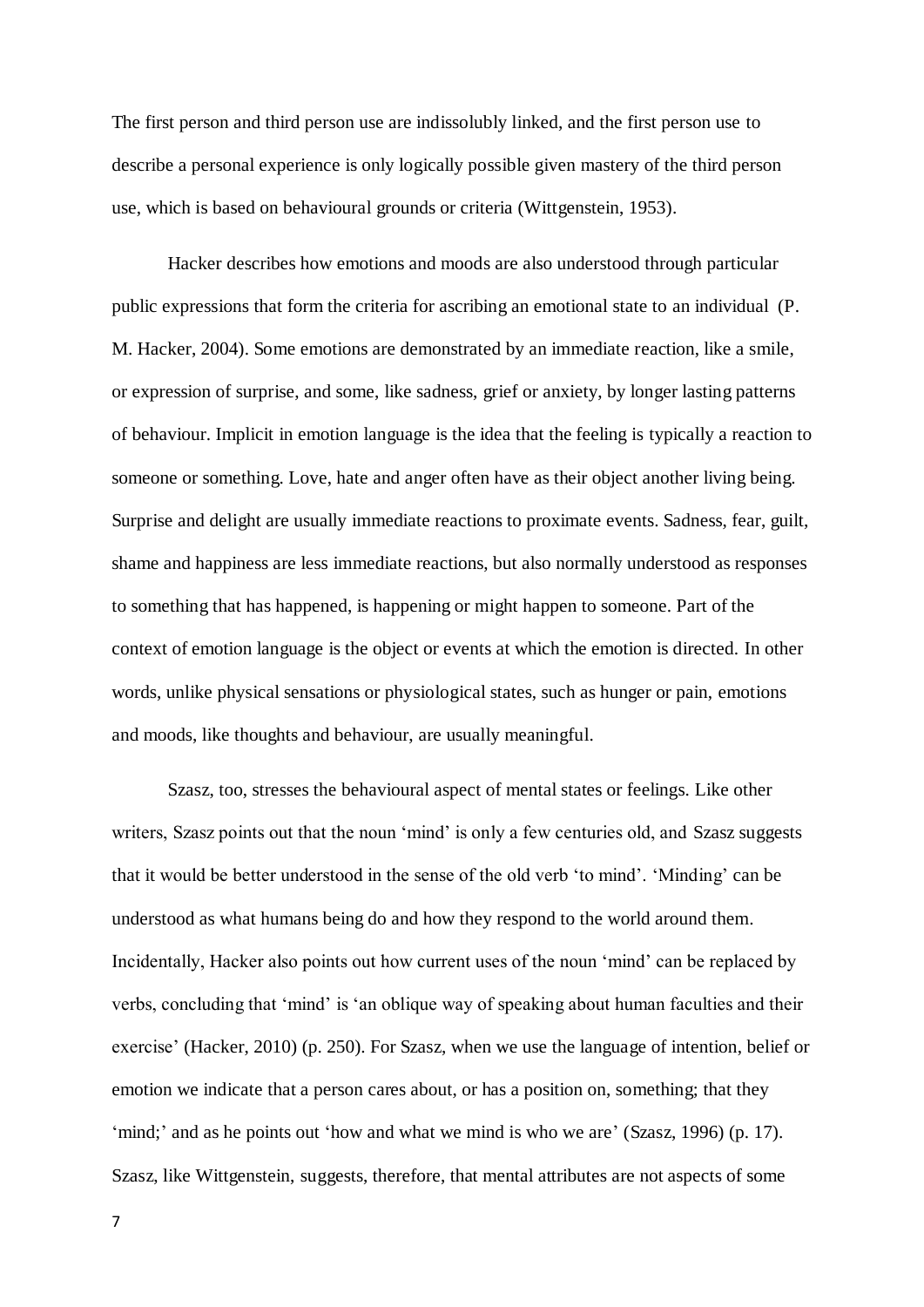The first person and third person use are indissolubly linked, and the first person use to describe a personal experience is only logically possible given mastery of the third person use, which is based on behavioural grounds or criteria (Wittgenstein, 1953).

Hacker describes how emotions and moods are also understood through particular public expressions that form the criteria for ascribing an emotional state to an individual (P. M. Hacker, 2004). Some emotions are demonstrated by an immediate reaction, like a smile, or expression of surprise, and some, like sadness, grief or anxiety, by longer lasting patterns of behaviour. Implicit in emotion language is the idea that the feeling is typically a reaction to someone or something. Love, hate and anger often have as their object another living being. Surprise and delight are usually immediate reactions to proximate events. Sadness, fear, guilt, shame and happiness are less immediate reactions, but also normally understood as responses to something that has happened, is happening or might happen to someone. Part of the context of emotion language is the object or events at which the emotion is directed. In other words, unlike physical sensations or physiological states, such as hunger or pain, emotions and moods, like thoughts and behaviour, are usually meaningful.

Szasz, too, stresses the behavioural aspect of mental states or feelings. Like other writers, Szasz points out that the noun 'mind' is only a few centuries old, and Szasz suggests that it would be better understood in the sense of the old verb 'to mind'. 'Minding' can be understood as what humans being do and how they respond to the world around them. Incidentally, Hacker also points out how current uses of the noun 'mind' can be replaced by verbs, concluding that 'mind' is 'an oblique way of speaking about human faculties and their exercise' (Hacker, 2010) (p. 250). For Szasz, when we use the language of intention, belief or emotion we indicate that a person cares about, or has a position on, something; that they 'mind;' and as he points out 'how and what we mind is who we are' (Szasz, 1996) (p. 17). Szasz, like Wittgenstein, suggests, therefore, that mental attributes are not aspects of some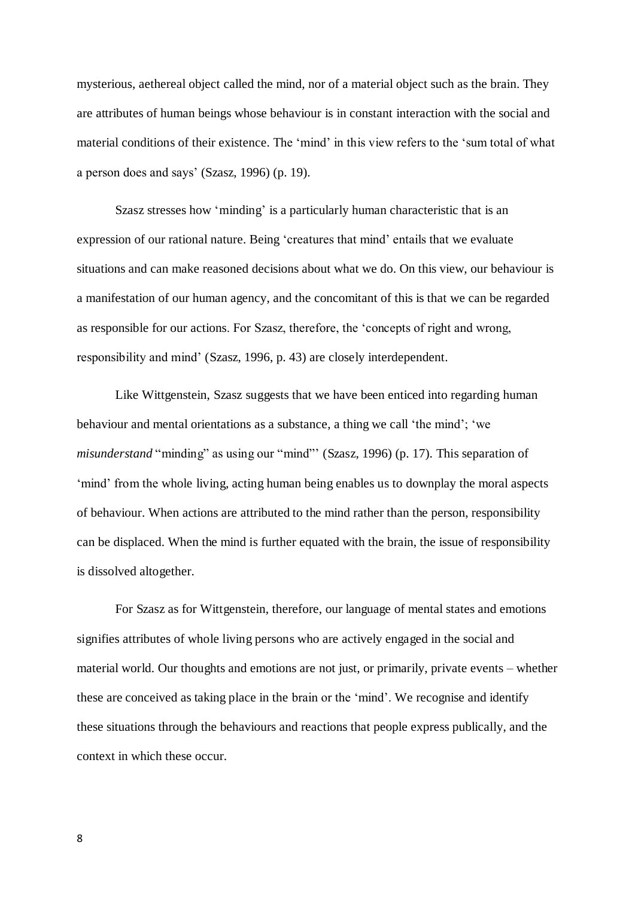mysterious, aethereal object called the mind, nor of a material object such as the brain. They are attributes of human beings whose behaviour is in constant interaction with the social and material conditions of their existence. The 'mind' in this view refers to the 'sum total of what a person does and says' (Szasz, 1996) (p. 19).

Szasz stresses how 'minding' is a particularly human characteristic that is an expression of our rational nature. Being 'creatures that mind' entails that we evaluate situations and can make reasoned decisions about what we do. On this view, our behaviour is a manifestation of our human agency, and the concomitant of this is that we can be regarded as responsible for our actions. For Szasz, therefore, the 'concepts of right and wrong, responsibility and mind' (Szasz, 1996, p. 43) are closely interdependent.

Like Wittgenstein, Szasz suggests that we have been enticed into regarding human behaviour and mental orientations as a substance, a thing we call 'the mind'; 'we *misunderstand* "minding" as using our "mind"' (Szasz, 1996) (p. 17). This separation of 'mind' from the whole living, acting human being enables us to downplay the moral aspects of behaviour. When actions are attributed to the mind rather than the person, responsibility can be displaced. When the mind is further equated with the brain, the issue of responsibility is dissolved altogether.

For Szasz as for Wittgenstein, therefore, our language of mental states and emotions signifies attributes of whole living persons who are actively engaged in the social and material world. Our thoughts and emotions are not just, or primarily, private events – whether these are conceived as taking place in the brain or the 'mind'. We recognise and identify these situations through the behaviours and reactions that people express publically, and the context in which these occur.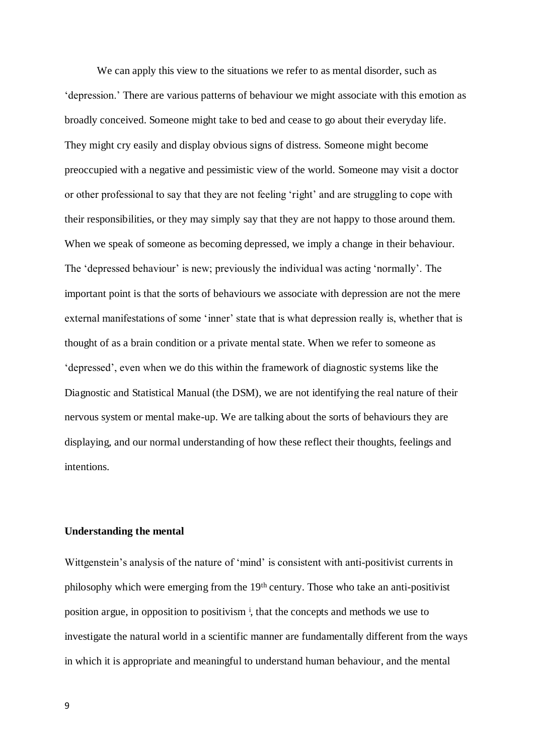We can apply this view to the situations we refer to as mental disorder, such as ‘depression.’ There are various patterns of behaviour we might associate with this emotion as broadly conceived. Someone might take to bed and cease to go about their everyday life. They might cry easily and display obvious signs of distress. Someone might become preoccupied with a negative and pessimistic view of the world. Someone may visit a doctor or other professional to say that they are not feeling ‘right’ and are struggling to cope with their responsibilities, or they may simply say that they are not happy to those around them. When we speak of someone as becoming depressed, we imply a change in their behaviour. The ‘depressed behaviour’ is new; previously the individual was acting ‘normally’. The important point is that the sorts of behaviours we associate with depression are not the mere external manifestations of some ‘inner’ state that is what depression really is, whether that is thought of as a brain condition or a private mental state. When we refer to someone as ‘depressed’, even when we do this within the framework of diagnostic systems like the Diagnostic and Statistical Manual (the DSM), we are not identifying the real nature of their nervous system or mental make-up. We are talking about the sorts of behaviours they are displaying, and our normal understanding of how these reflect their thoughts, feelings and intentions.

**Understanding the mental**

Wittgenstein’s analysis of the nature of ‘mind’ is consistent with anti-positivist currents in philosophy which were emerging from the 19th century. Those who take an anti-positivist position argue, in opposition to positivism [i], that the concepts and methods we use to investigate the natural world in a scientific manner are fundamentally different from the ways in which it is appropriate and meaningful to understand human behaviour, and the mental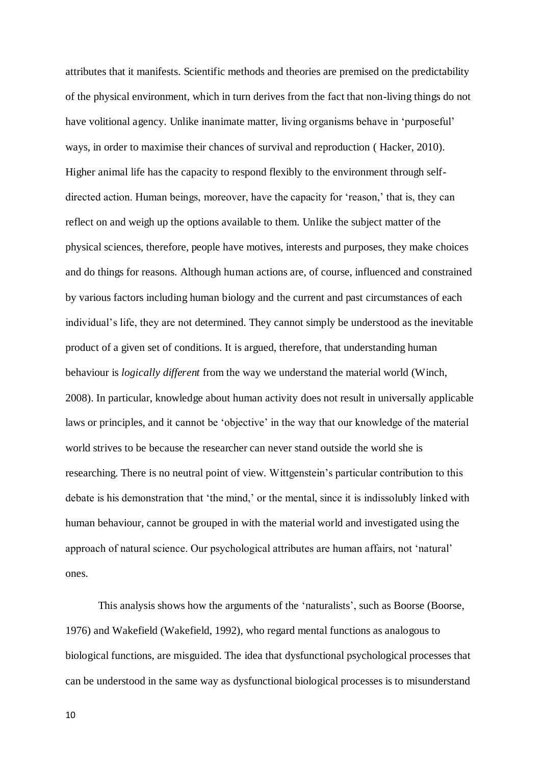attributes that it manifests. Scientific methods and theories are premised on the predictability of the physical environment, which in turn derives from the fact that non-living things do not have volitional agency. Unlike inanimate matter, living organisms behave in 'purposeful' ways, in order to maximise their chances of survival and reproduction ( Hacker, 2010). Higher animal life has the capacity to respond flexibly to the environment through self-directed action. Human beings, moreover, have the capacity for 'reason,' that is, they can reflect on and weigh up the options available to them. Unlike the subject matter of the physical sciences, therefore, people have motives, interests and purposes, they make choices and do things for reasons. Although human actions are, of course, influenced and constrained by various factors including human biology and the current and past circumstances of each individual's life, they are not determined. They cannot simply be understood as the inevitable product of a given set of conditions. It is argued, therefore, that understanding human behaviour is *logically different* from the way we understand the material world (Winch, 2008). In particular, knowledge about human activity does not result in universally applicable laws or principles, and it cannot be 'objective' in the way that our knowledge of the material world strives to be because the researcher can never stand outside the world she is researching. There is no neutral point of view. Wittgenstein's particular contribution to this debate is his demonstration that 'the mind,' or the mental, since it is indissolubly linked with human behaviour, cannot be grouped in with the material world and investigated using the approach of natural science. Our psychological attributes are human affairs, not 'natural' ones.

This analysis shows how the arguments of the 'naturalists', such as Boorse (Boorse, 1976) and Wakefield (Wakefield, 1992), who regard mental functions as analogous to biological functions, are misguided. The idea that dysfunctional psychological processes that can be understood in the same way as dysfunctional biological processes is to misunderstand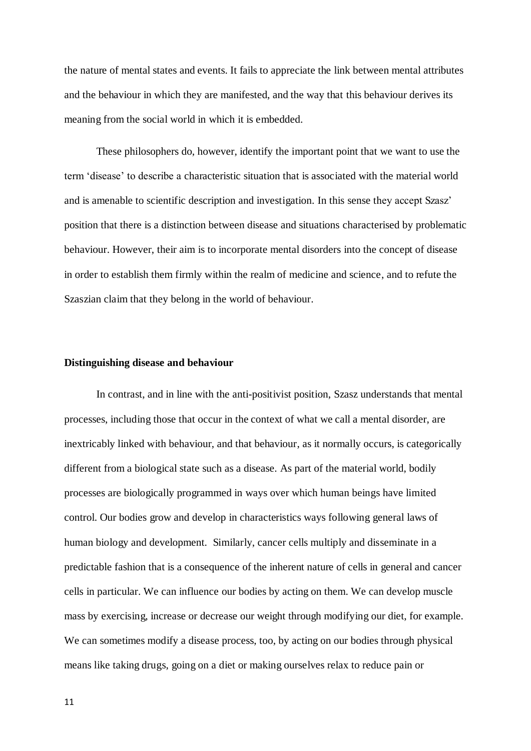the nature of mental states and events. It fails to appreciate the link between mental attributes and the behaviour in which they are manifested, and the way that this behaviour derives its meaning from the social world in which it is embedded.

These philosophers do, however, identify the important point that we want to use the term 'disease' to describe a characteristic situation that is associated with the material world and is amenable to scientific description and investigation. In this sense they accept Szasz' position that there is a distinction between disease and situations characterised by problematic behaviour. However, their aim is to incorporate mental disorders into the concept of disease in order to establish them firmly within the realm of medicine and science, and to refute the Szaszian claim that they belong in the world of behaviour.

**Distinguishing disease and behaviour**

In contrast, and in line with the anti-positivist position, Szasz understands that mental processes, including those that occur in the context of what we call a mental disorder, are inextricably linked with behaviour, and that behaviour, as it normally occurs, is categorically different from a biological state such as a disease. As part of the material world, bodily processes are biologically programmed in ways over which human beings have limited control. Our bodies grow and develop in characteristics ways following general laws of human biology and development. Similarly, cancer cells multiply and disseminate in a predictable fashion that is a consequence of the inherent nature of cells in general and cancer cells in particular. We can influence our bodies by acting on them. We can develop muscle mass by exercising, increase or decrease our weight through modifying our diet, for example. We can sometimes modify a disease process, too, by acting on our bodies through physical means like taking drugs, going on a diet or making ourselves relax to reduce pain or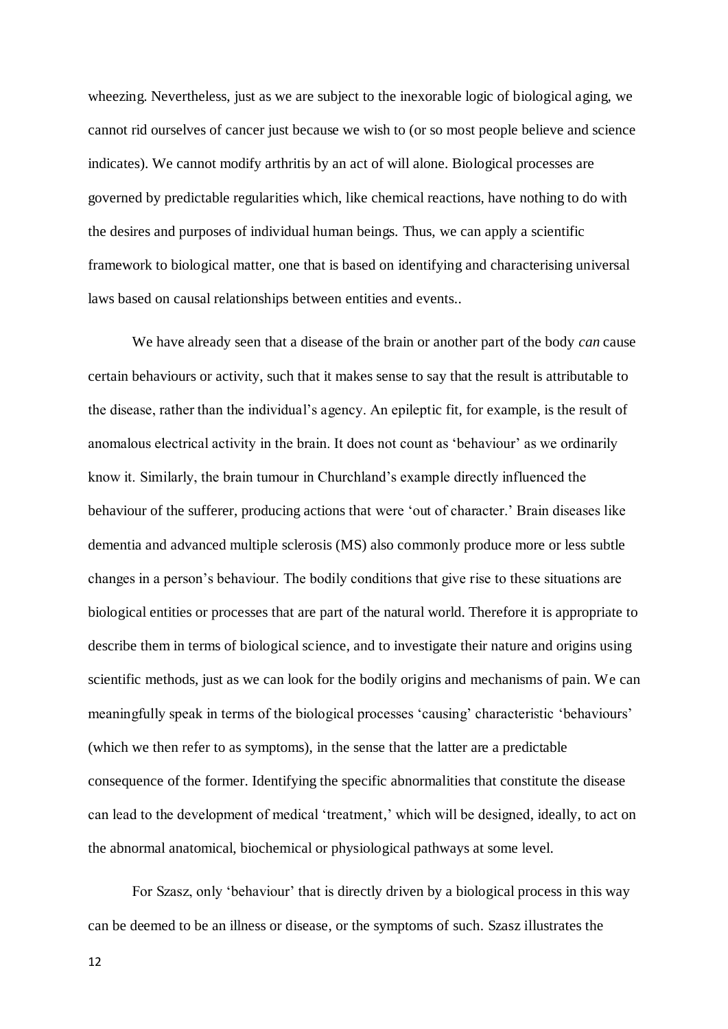wheezing. Nevertheless, just as we are subject to the inexorable logic of biological aging, we cannot rid ourselves of cancer just because we wish to (or so most people believe and science indicates). We cannot modify arthritis by an act of will alone. Biological processes are governed by predictable regularities which, like chemical reactions, have nothing to do with the desires and purposes of individual human beings. Thus, we can apply a scientific framework to biological matter, one that is based on identifying and characterising universal laws based on causal relationships between entities and events..

We have already seen that a disease of the brain or another part of the body *can* cause certain behaviours or activity, such that it makes sense to say that the result is attributable to the disease, rather than the individual's agency. An epileptic fit, for example, is the result of anomalous electrical activity in the brain. It does not count as 'behaviour' as we ordinarily know it. Similarly, the brain tumour in Churchland's example directly influenced the behaviour of the sufferer, producing actions that were 'out of character.' Brain diseases like dementia and advanced multiple sclerosis (MS) also commonly produce more or less subtle changes in a person's behaviour. The bodily conditions that give rise to these situations are biological entities or processes that are part of the natural world. Therefore it is appropriate to describe them in terms of biological science, and to investigate their nature and origins using scientific methods, just as we can look for the bodily origins and mechanisms of pain. We can meaningfully speak in terms of the biological processes 'causing' characteristic 'behaviours' (which we then refer to as symptoms), in the sense that the latter are a predictable consequence of the former. Identifying the specific abnormalities that constitute the disease can lead to the development of medical 'treatment,' which will be designed, ideally, to act on the abnormal anatomical, biochemical or physiological pathways at some level.

For Szasz, only 'behaviour' that is directly driven by a biological process in this way can be deemed to be an illness or disease, or the symptoms of such. Szasz illustrates the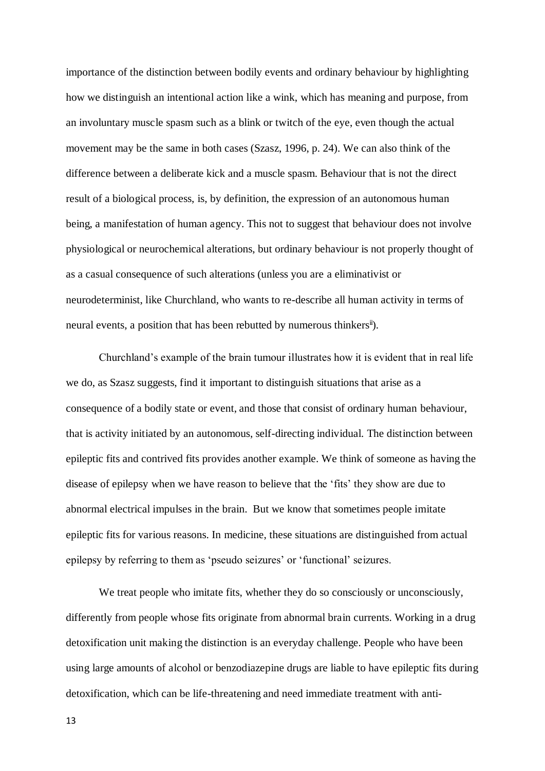importance of the distinction between bodily events and ordinary behaviour by highlighting how we distinguish an intentional action like a wink, which has meaning and purpose, from an involuntary muscle spasm such as a blink or twitch of the eye, even though the actual movement may be the same in both cases (Szasz, 1996, p. 24). We can also think of the difference between a deliberate kick and a muscle spasm. Behaviour that is not the direct result of a biological process, is, by definition, the expression of an autonomous human being, a manifestation of human agency. This not to suggest that behaviour does not involve physiological or neurochemical alterations, but ordinary behaviour is not properly thought of as a casual consequence of such alterations (unless you are a eliminativist or neurodeterminist, like Churchland, who wants to re-describe all human activity in terms of neural events, a position that has been rebutted by numerous thinkers[ii]).

Churchland's example of the brain tumour illustrates how it is evident that in real life we do, as Szasz suggests, find it important to distinguish situations that arise as a consequence of a bodily state or event, and those that consist of ordinary human behaviour, that is activity initiated by an autonomous, self-directing individual. The distinction between epileptic fits and contrived fits provides another example. We think of someone as having the disease of epilepsy when we have reason to believe that the 'fits' they show are due to abnormal electrical impulses in the brain. But we know that sometimes people imitate epileptic fits for various reasons. In medicine, these situations are distinguished from actual epilepsy by referring to them as 'pseudo seizures' or 'functional' seizures.

We treat people who imitate fits, whether they do so consciously or unconsciously, differently from people whose fits originate from abnormal brain currents. Working in a drug detoxification unit making the distinction is an everyday challenge. People who have been using large amounts of alcohol or benzodiazepine drugs are liable to have epileptic fits during detoxification, which can be life-threatening and need immediate treatment with anti-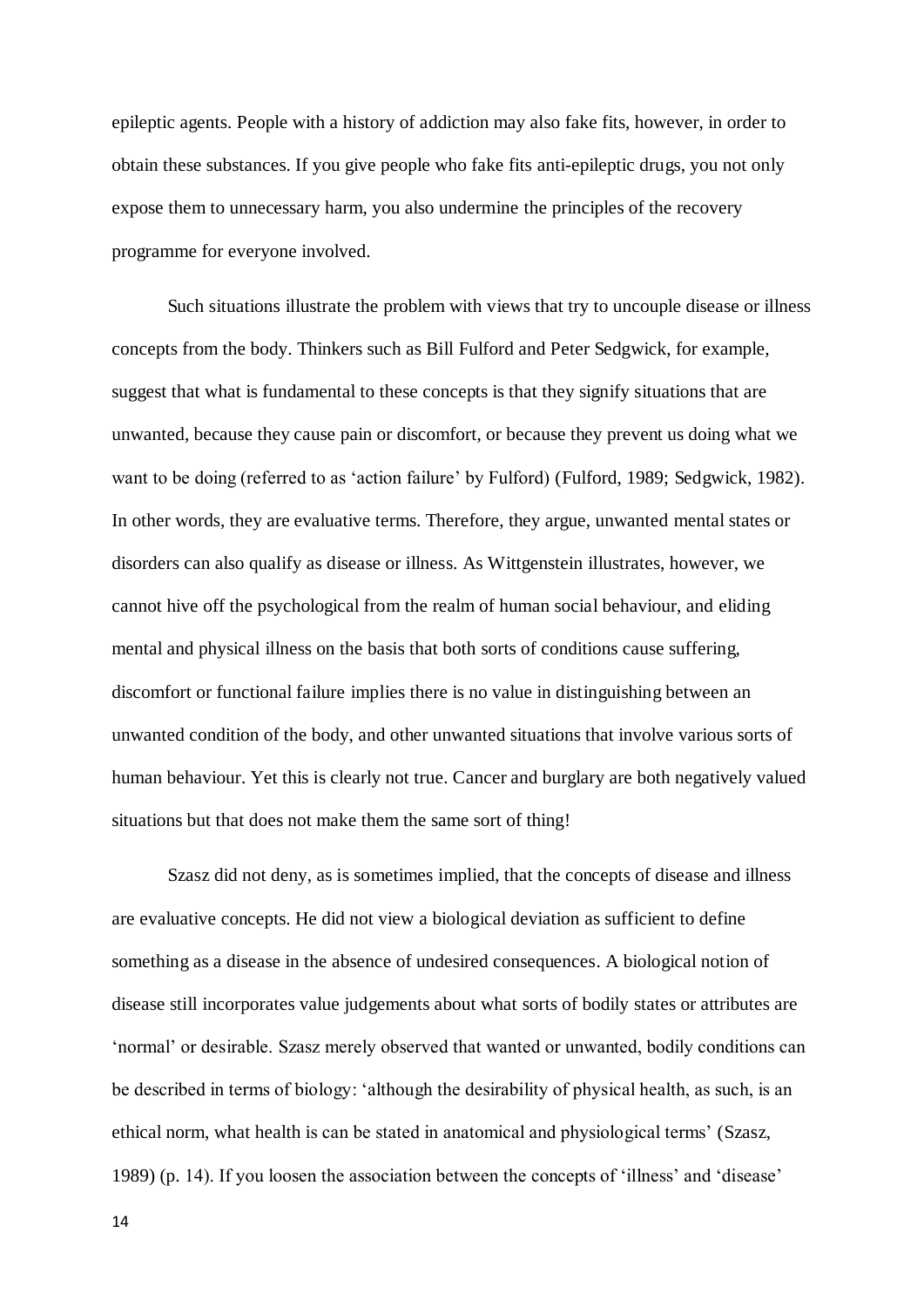epileptic agents. People with a history of addiction may also fake fits, however, in order to obtain these substances. If you give people who fake fits anti-epileptic drugs, you not only expose them to unnecessary harm, you also undermine the principles of the recovery programme for everyone involved.

Such situations illustrate the problem with views that try to uncouple disease or illness concepts from the body. Thinkers such as Bill Fulford and Peter Sedgwick, for example, suggest that what is fundamental to these concepts is that they signify situations that are unwanted, because they cause pain or discomfort, or because they prevent us doing what we want to be doing (referred to as 'action failure' by Fulford) (Fulford, 1989; Sedgwick, 1982). In other words, they are evaluative terms. Therefore, they argue, unwanted mental states or disorders can also qualify as disease or illness. As Wittgenstein illustrates, however, we cannot hive off the psychological from the realm of human social behaviour, and eliding mental and physical illness on the basis that both sorts of conditions cause suffering, discomfort or functional failure implies there is no value in distinguishing between an unwanted condition of the body, and other unwanted situations that involve various sorts of human behaviour. Yet this is clearly not true. Cancer and burglary are both negatively valued situations but that does not make them the same sort of thing!

Szasz did not deny, as is sometimes implied, that the concepts of disease and illness are evaluative concepts. He did not view a biological deviation as sufficient to define something as a disease in the absence of undesired consequences. A biological notion of disease still incorporates value judgements about what sorts of bodily states or attributes are 'normal' or desirable. Szasz merely observed that wanted or unwanted, bodily conditions can be described in terms of biology: 'although the desirability of physical health, as such, is an ethical norm, what health is can be stated in anatomical and physiological terms' (Szasz, 1989) (p. 14). If you loosen the association between the concepts of 'illness' and 'disease'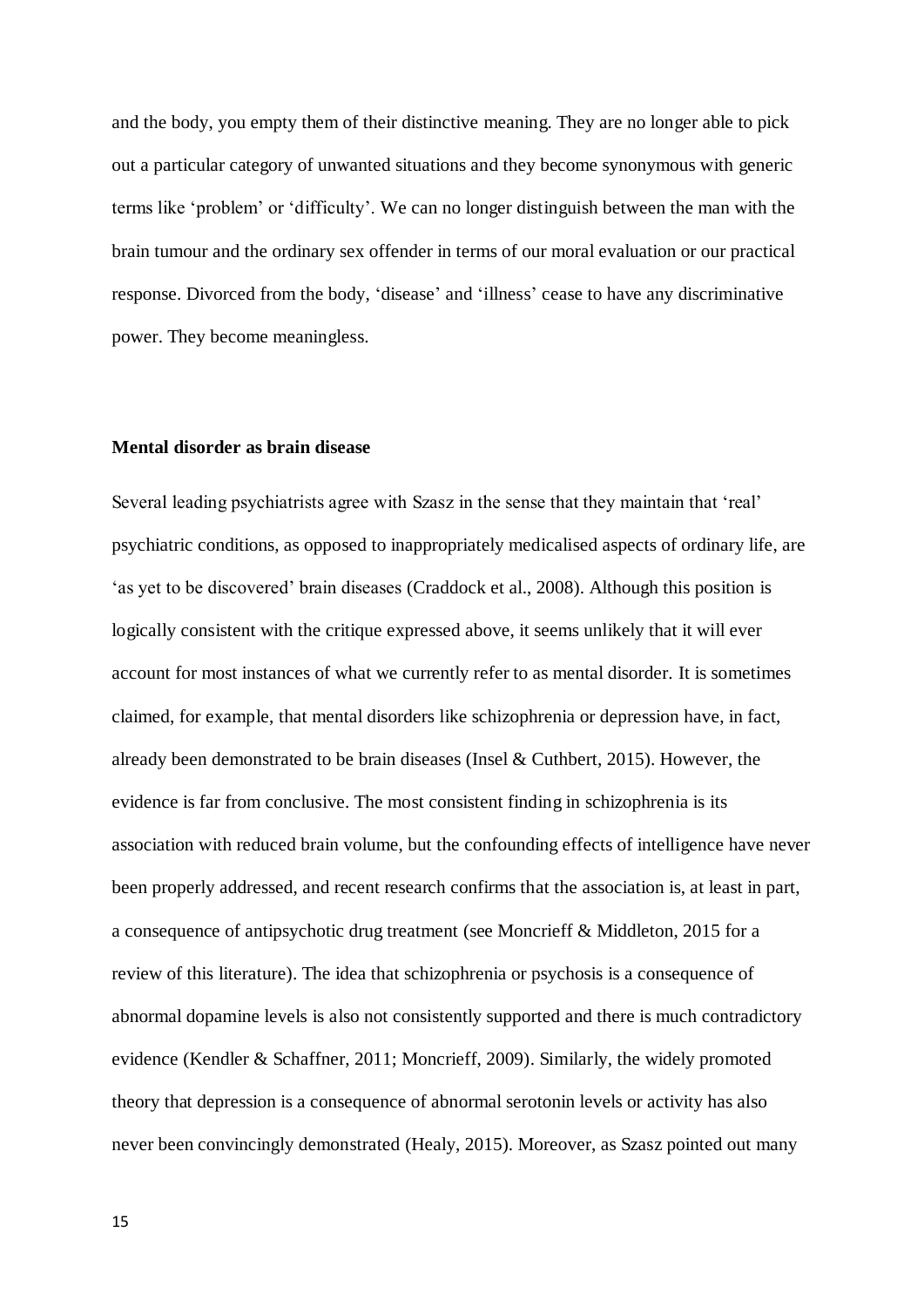and the body, you empty them of their distinctive meaning. They are no longer able to pick out a particular category of unwanted situations and they become synonymous with generic terms like 'problem' or 'difficulty'. We can no longer distinguish between the man with the brain tumour and the ordinary sex offender in terms of our moral evaluation or our practical response. Divorced from the body, 'disease' and 'illness' cease to have any discriminative power. They become meaningless.

## Mental disorder as brain disease

Several leading psychiatrists agree with Szasz in the sense that they maintain that 'real' psychiatric conditions, as opposed to inappropriately medicalised aspects of ordinary life, are 'as yet to be discovered' brain diseases (Craddock et al., 2008). Although this position is logically consistent with the critique expressed above, it seems unlikely that it will ever account for most instances of what we currently refer to as mental disorder. It is sometimes claimed, for example, that mental disorders like schizophrenia or depression have, in fact, already been demonstrated to be brain diseases (Insel & Cuthbert, 2015). However, the evidence is far from conclusive. The most consistent finding in schizophrenia is its association with reduced brain volume, but the confounding effects of intelligence have never been properly addressed, and recent research confirms that the association is, at least in part, a consequence of antipsychotic drug treatment (see Moncrieff & Middleton, 2015 for a review of this literature). The idea that schizophrenia or psychosis is a consequence of abnormal dopamine levels is also not consistently supported and there is much contradictory evidence (Kendler & Schaffner, 2011; Moncrieff, 2009). Similarly, the widely promoted theory that depression is a consequence of abnormal serotonin levels or activity has also never been convincingly demonstrated (Healy, 2015). Moreover, as Szasz pointed out many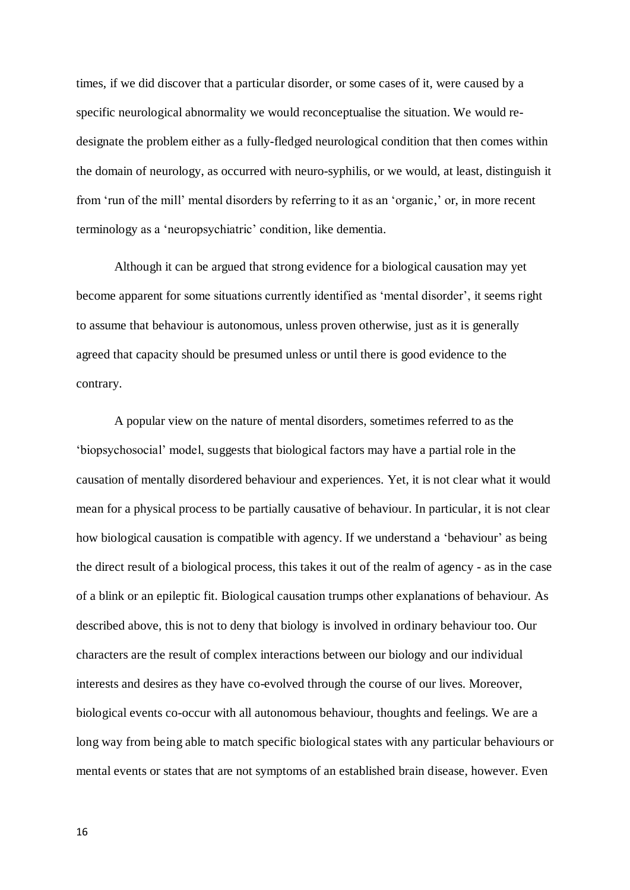times, if we did discover that a particular disorder, or some cases of it, were caused by a specific neurological abnormality we would reconceptualise the situation. We would re-designate the problem either as a fully-fledged neurological condition that then comes within the domain of neurology, as occurred with neuro-syphilis, or we would, at least, distinguish it from 'run of the mill' mental disorders by referring to it as an 'organic,' or, in more recent terminology as a 'neuropsychiatric' condition, like dementia.

Although it can be argued that strong evidence for a biological causation may yet become apparent for some situations currently identified as 'mental disorder', it seems right to assume that behaviour is autonomous, unless proven otherwise, just as it is generally agreed that capacity should be presumed unless or until there is good evidence to the contrary.

A popular view on the nature of mental disorders, sometimes referred to as the 'biopsychosocial' model, suggests that biological factors may have a partial role in the causation of mentally disordered behaviour and experiences. Yet, it is not clear what it would mean for a physical process to be partially causative of behaviour. In particular, it is not clear how biological causation is compatible with agency. If we understand a 'behaviour' as being the direct result of a biological process, this takes it out of the realm of agency - as in the case of a blink or an epileptic fit. Biological causation trumps other explanations of behaviour. As described above, this is not to deny that biology is involved in ordinary behaviour too. Our characters are the result of complex interactions between our biology and our individual interests and desires as they have co-evolved through the course of our lives. Moreover, biological events co-occur with all autonomous behaviour, thoughts and feelings. We are a long way from being able to match specific biological states with any particular behaviours or mental events or states that are not symptoms of an established brain disease, however. Even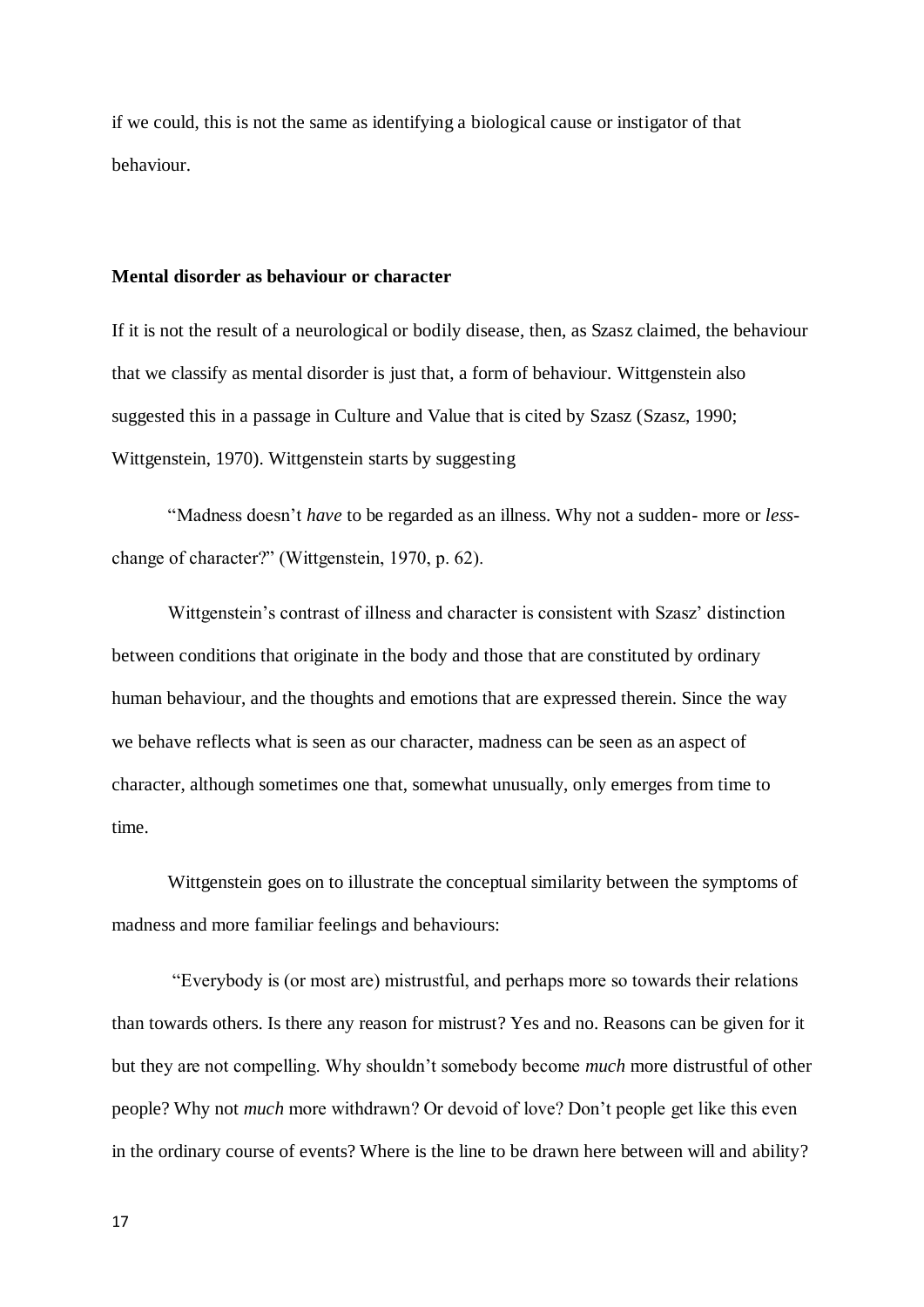if we could, this is not the same as identifying a biological cause or instigator of that behaviour.

**Mental disorder as behaviour or character**

If it is not the result of a neurological or bodily disease, then, as Szasz claimed, the behaviour that we classify as mental disorder is just that, a form of behaviour. Wittgenstein also suggested this in a passage in Culture and Value that is cited by Szasz (Szasz, 1990; Wittgenstein, 1970). Wittgenstein starts by suggesting

"Madness doesn't *have* to be regarded as an illness. Why not a sudden- more or *less*-change of character?" (Wittgenstein, 1970, p. 62).

Wittgenstein's contrast of illness and character is consistent with Szasz' distinction between conditions that originate in the body and those that are constituted by ordinary human behaviour, and the thoughts and emotions that are expressed therein. Since the way we behave reflects what is seen as our character, madness can be seen as an aspect of character, although sometimes one that, somewhat unusually, only emerges from time to time.

Wittgenstein goes on to illustrate the conceptual similarity between the symptoms of madness and more familiar feelings and behaviours:

"Everybody is (or most are) mistrustful, and perhaps more so towards their relations than towards others. Is there any reason for mistrust? Yes and no. Reasons can be given for it but they are not compelling. Why shouldn't somebody become *much* more distrustful of other people? Why not *much* more withdrawn? Or devoid of love? Don't people get like this even in the ordinary course of events? Where is the line to be drawn here between will and ability?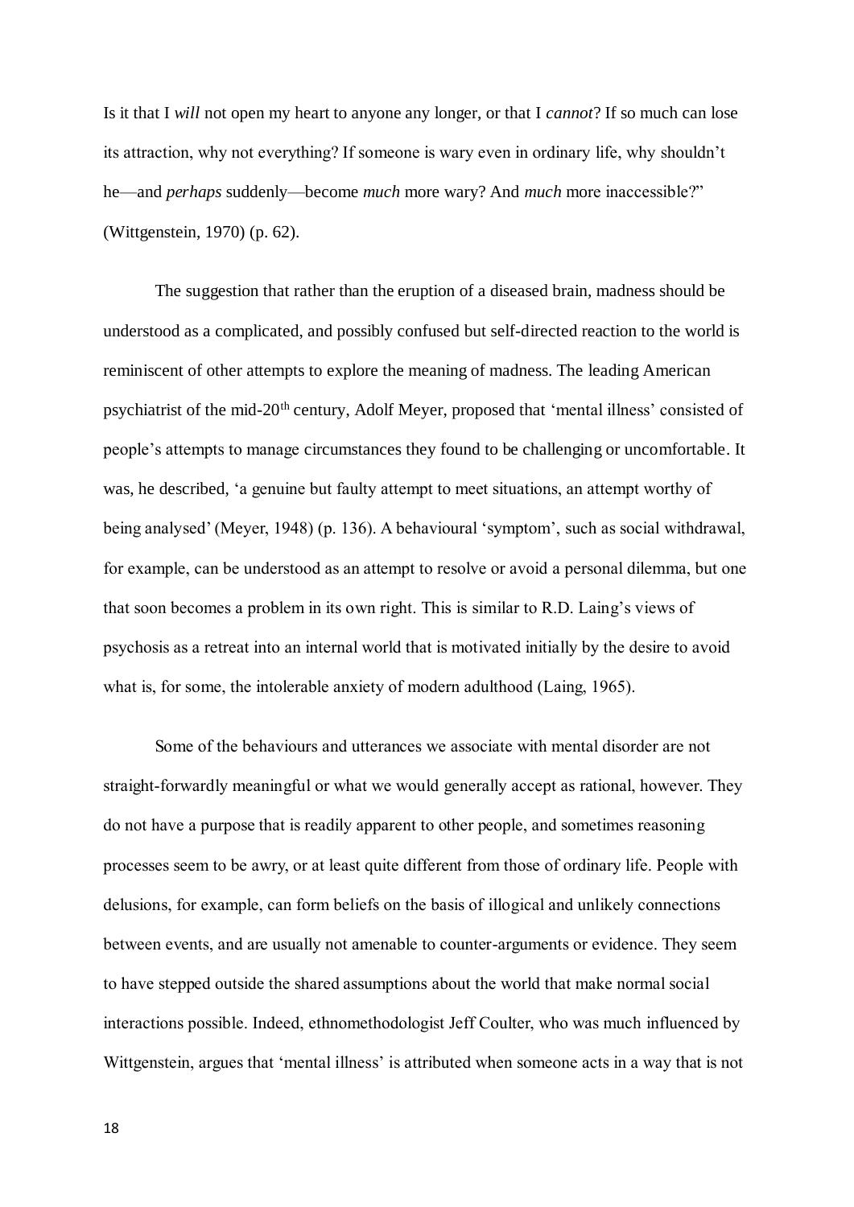Is it that I *will* not open my heart to anyone any longer, or that I *cannot*? If so much can lose its attraction, why not everything? If someone is wary even in ordinary life, why shouldn't he—and *perhaps* suddenly—become *much* more wary? And *much* more inaccessible?" (Wittgenstein, 1970) (p. 62).

The suggestion that rather than the eruption of a diseased brain, madness should be understood as a complicated, and possibly confused but self-directed reaction to the world is reminiscent of other attempts to explore the meaning of madness. The leading American psychiatrist of the mid-20th century, Adolf Meyer, proposed that 'mental illness' consisted of people's attempts to manage circumstances they found to be challenging or uncomfortable. It was, he described, 'a genuine but faulty attempt to meet situations, an attempt worthy of being analysed' (Meyer, 1948) (p. 136). A behavioural 'symptom', such as social withdrawal, for example, can be understood as an attempt to resolve or avoid a personal dilemma, but one that soon becomes a problem in its own right. This is similar to R.D. Laing's views of psychosis as a retreat into an internal world that is motivated initially by the desire to avoid what is, for some, the intolerable anxiety of modern adulthood (Laing, 1965).

Some of the behaviours and utterances we associate with mental disorder are not straight-forwardly meaningful or what we would generally accept as rational, however. They do not have a purpose that is readily apparent to other people, and sometimes reasoning processes seem to be awry, or at least quite different from those of ordinary life. People with delusions, for example, can form beliefs on the basis of illogical and unlikely connections between events, and are usually not amenable to counter-arguments or evidence. They seem to have stepped outside the shared assumptions about the world that make normal social interactions possible. Indeed, ethnomethodologist Jeff Coulter, who was much influenced by Wittgenstein, argues that 'mental illness' is attributed when someone acts in a way that is not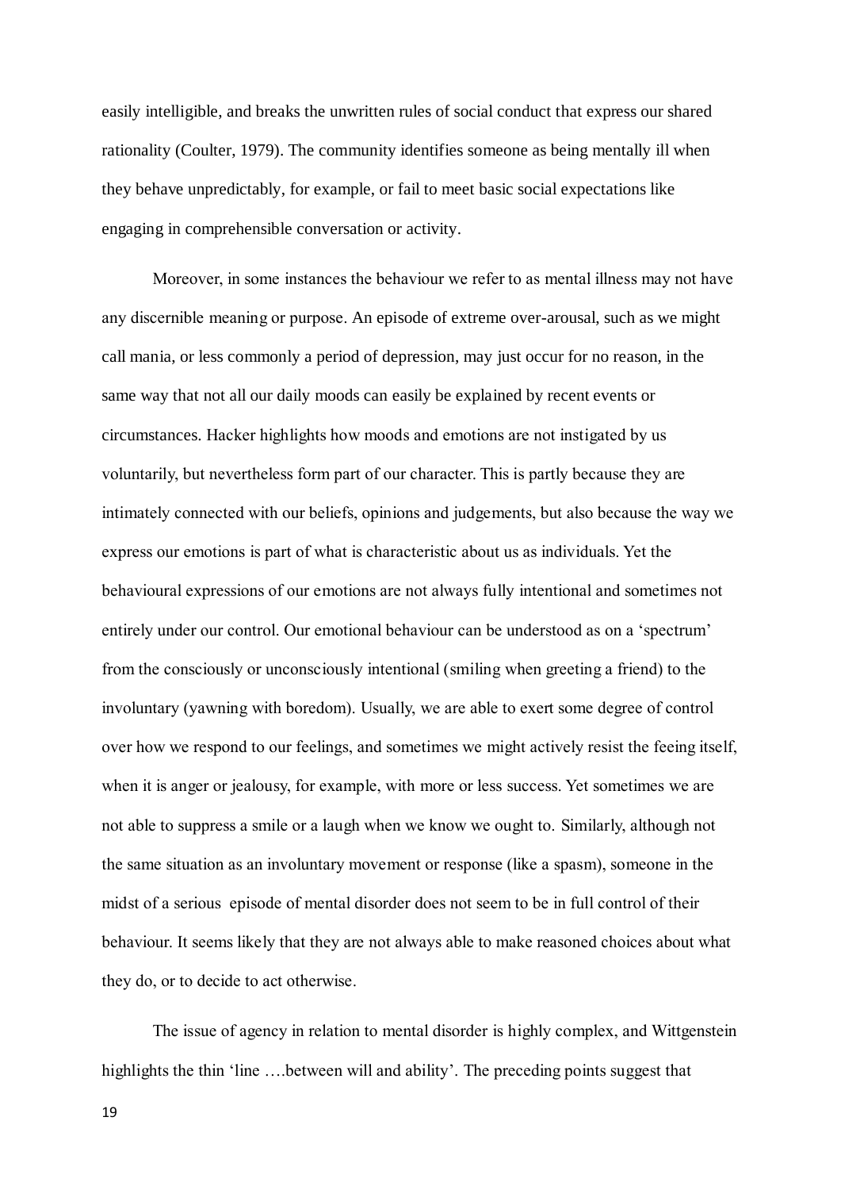easily intelligible, and breaks the unwritten rules of social conduct that express our shared rationality (Coulter, 1979). The community identifies someone as being mentally ill when they behave unpredictably, for example, or fail to meet basic social expectations like engaging in comprehensible conversation or activity.

Moreover, in some instances the behaviour we refer to as mental illness may not have any discernible meaning or purpose. An episode of extreme over-arousal, such as we might call mania, or less commonly a period of depression, may just occur for no reason, in the same way that not all our daily moods can easily be explained by recent events or circumstances. Hacker highlights how moods and emotions are not instigated by us voluntarily, but nevertheless form part of our character. This is partly because they are intimately connected with our beliefs, opinions and judgements, but also because the way we express our emotions is part of what is characteristic about us as individuals. Yet the behavioural expressions of our emotions are not always fully intentional and sometimes not entirely under our control. Our emotional behaviour can be understood as on a 'spectrum' from the consciously or unconsciously intentional (smiling when greeting a friend) to the involuntary (yawning with boredom). Usually, we are able to exert some degree of control over how we respond to our feelings, and sometimes we might actively resist the feeing itself, when it is anger or jealousy, for example, with more or less success. Yet sometimes we are not able to suppress a smile or a laugh when we know we ought to. Similarly, although not the same situation as an involuntary movement or response (like a spasm), someone in the midst of a serious episode of mental disorder does not seem to be in full control of their behaviour. It seems likely that they are not always able to make reasoned choices about what they do, or to decide to act otherwise.

The issue of agency in relation to mental disorder is highly complex, and Wittgenstein highlights the thin 'line ….between will and ability'. The preceding points suggest that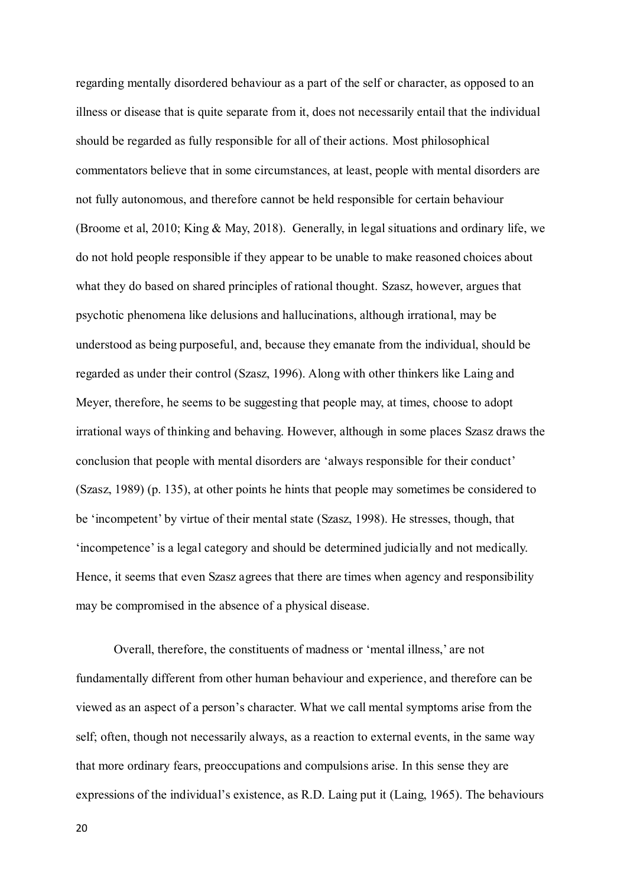regarding mentally disordered behaviour as a part of the self or character, as opposed to an illness or disease that is quite separate from it, does not necessarily entail that the individual should be regarded as fully responsible for all of their actions. Most philosophical commentators believe that in some circumstances, at least, people with mental disorders are not fully autonomous, and therefore cannot be held responsible for certain behaviour (Broome et al, 2010; King & May, 2018). Generally, in legal situations and ordinary life, we do not hold people responsible if they appear to be unable to make reasoned choices about what they do based on shared principles of rational thought. Szasz, however, argues that psychotic phenomena like delusions and hallucinations, although irrational, may be understood as being purposeful, and, because they emanate from the individual, should be regarded as under their control (Szasz, 1996). Along with other thinkers like Laing and Meyer, therefore, he seems to be suggesting that people may, at times, choose to adopt irrational ways of thinking and behaving. However, although in some places Szasz draws the conclusion that people with mental disorders are 'always responsible for their conduct' (Szasz, 1989) (p. 135), at other points he hints that people may sometimes be considered to be 'incompetent' by virtue of their mental state (Szasz, 1998). He stresses, though, that 'incompetence' is a legal category and should be determined judicially and not medically. Hence, it seems that even Szasz agrees that there are times when agency and responsibility may be compromised in the absence of a physical disease.

Overall, therefore, the constituents of madness or 'mental illness,' are not fundamentally different from other human behaviour and experience, and therefore can be viewed as an aspect of a person's character. What we call mental symptoms arise from the self; often, though not necessarily always, as a reaction to external events, in the same way that more ordinary fears, preoccupations and compulsions arise. In this sense they are expressions of the individual's existence, as R.D. Laing put it (Laing, 1965). The behaviours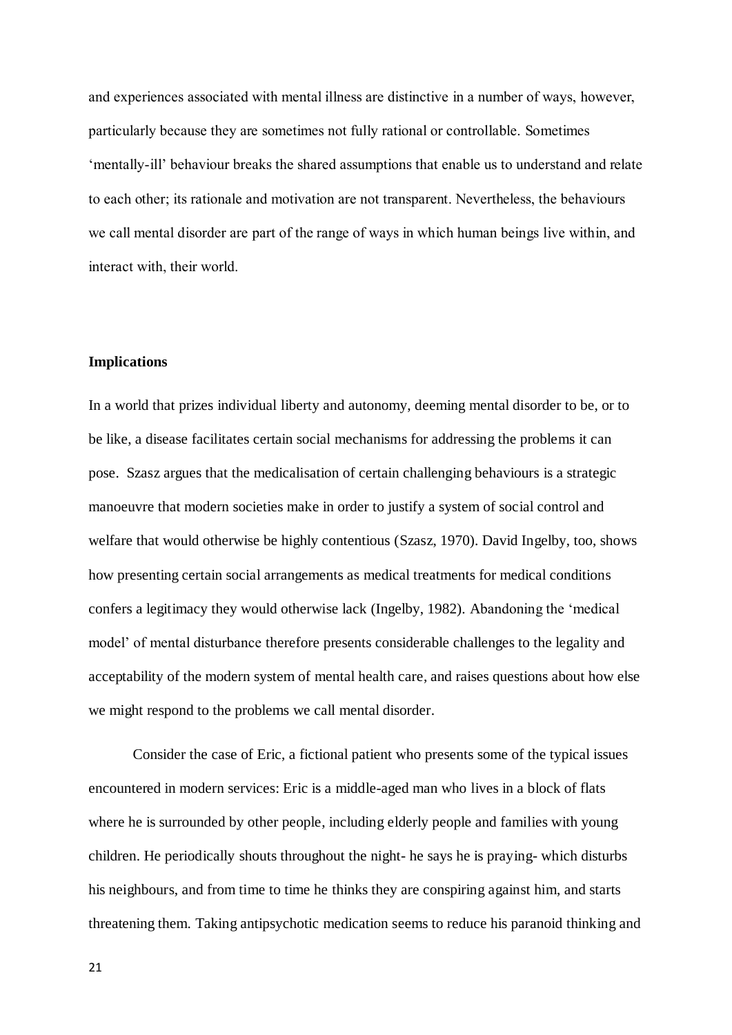and experiences associated with mental illness are distinctive in a number of ways, however, particularly because they are sometimes not fully rational or controllable. Sometimes 'mentally-ill' behaviour breaks the shared assumptions that enable us to understand and relate to each other; its rationale and motivation are not transparent. Nevertheless, the behaviours we call mental disorder are part of the range of ways in which human beings live within, and interact with, their world.

**Implications**

In a world that prizes individual liberty and autonomy, deeming mental disorder to be, or to be like, a disease facilitates certain social mechanisms for addressing the problems it can pose. Szasz argues that the medicalisation of certain challenging behaviours is a strategic manoeuvre that modern societies make in order to justify a system of social control and welfare that would otherwise be highly contentious (Szasz, 1970). David Ingelby, too, shows how presenting certain social arrangements as medical treatments for medical conditions confers a legitimacy they would otherwise lack (Ingelby, 1982). Abandoning the 'medical model' of mental disturbance therefore presents considerable challenges to the legality and acceptability of the modern system of mental health care, and raises questions about how else we might respond to the problems we call mental disorder.

Consider the case of Eric, a fictional patient who presents some of the typical issues encountered in modern services: Eric is a middle-aged man who lives in a block of flats where he is surrounded by other people, including elderly people and families with young children. He periodically shouts throughout the night- he says he is praying- which disturbs his neighbours, and from time to time he thinks they are conspiring against him, and starts threatening them. Taking antipsychotic medication seems to reduce his paranoid thinking and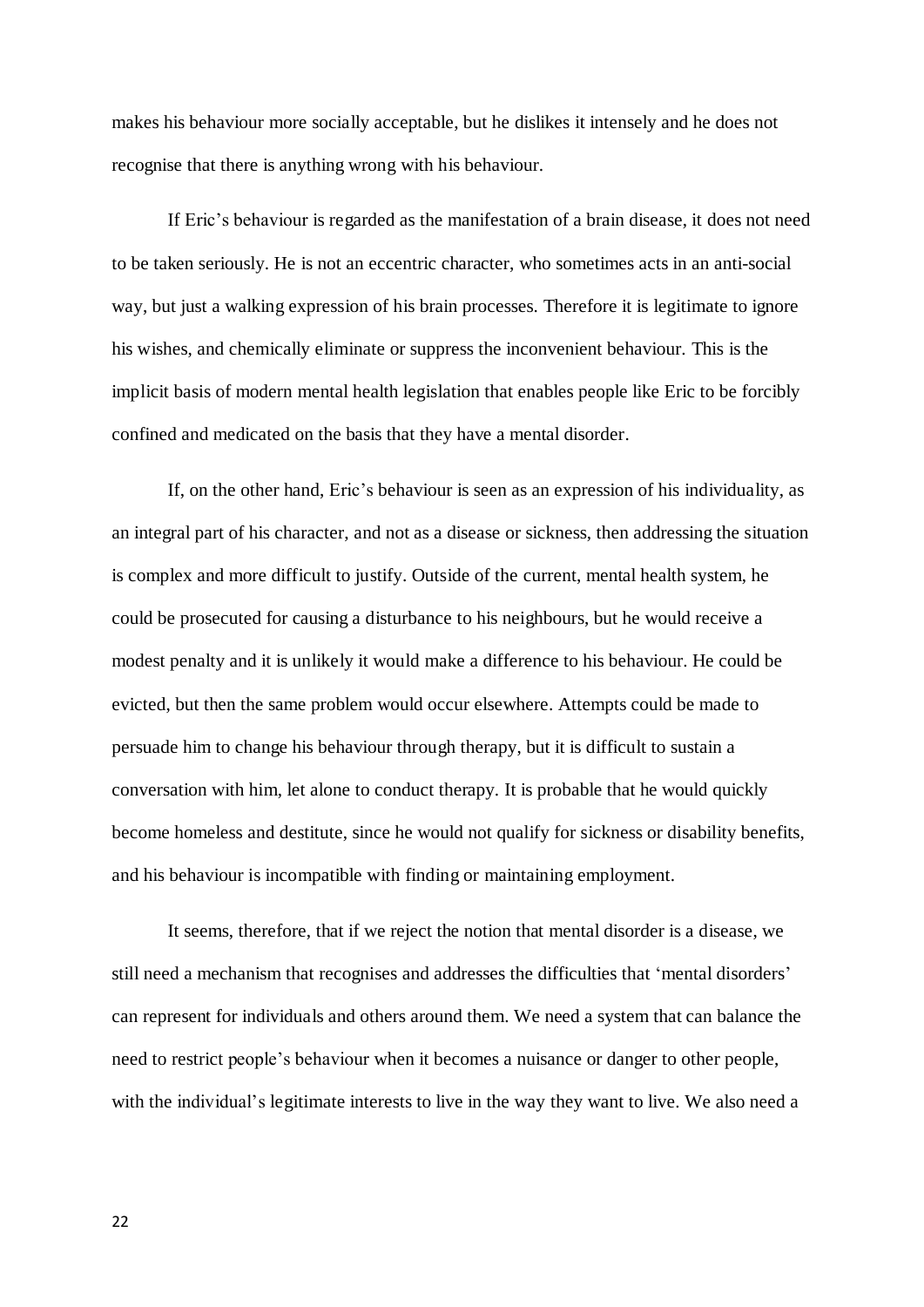makes his behaviour more socially acceptable, but he dislikes it intensely and he does not recognise that there is anything wrong with his behaviour.

If Eric's behaviour is regarded as the manifestation of a brain disease, it does not need to be taken seriously. He is not an eccentric character, who sometimes acts in an anti-social way, but just a walking expression of his brain processes. Therefore it is legitimate to ignore his wishes, and chemically eliminate or suppress the inconvenient behaviour. This is the implicit basis of modern mental health legislation that enables people like Eric to be forcibly confined and medicated on the basis that they have a mental disorder.

If, on the other hand, Eric's behaviour is seen as an expression of his individuality, as an integral part of his character, and not as a disease or sickness, then addressing the situation is complex and more difficult to justify. Outside of the current, mental health system, he could be prosecuted for causing a disturbance to his neighbours, but he would receive a modest penalty and it is unlikely it would make a difference to his behaviour. He could be evicted, but then the same problem would occur elsewhere. Attempts could be made to persuade him to change his behaviour through therapy, but it is difficult to sustain a conversation with him, let alone to conduct therapy. It is probable that he would quickly become homeless and destitute, since he would not qualify for sickness or disability benefits, and his behaviour is incompatible with finding or maintaining employment.

It seems, therefore, that if we reject the notion that mental disorder is a disease, we still need a mechanism that recognises and addresses the difficulties that 'mental disorders' can represent for individuals and others around them. We need a system that can balance the need to restrict people's behaviour when it becomes a nuisance or danger to other people, with the individual's legitimate interests to live in the way they want to live. We also need a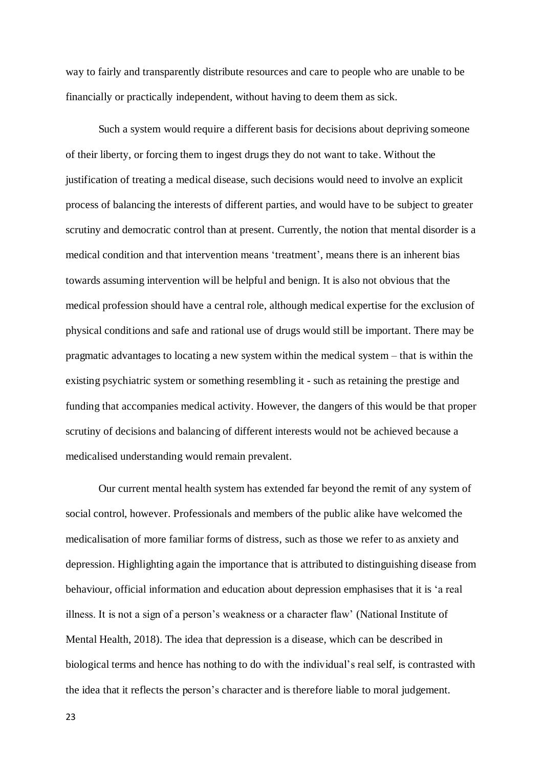way to fairly and transparently distribute resources and care to people who are unable to be financially or practically independent, without having to deem them as sick.

Such a system would require a different basis for decisions about depriving someone of their liberty, or forcing them to ingest drugs they do not want to take. Without the justification of treating a medical disease, such decisions would need to involve an explicit process of balancing the interests of different parties, and would have to be subject to greater scrutiny and democratic control than at present. Currently, the notion that mental disorder is a medical condition and that intervention means 'treatment', means there is an inherent bias towards assuming intervention will be helpful and benign. It is also not obvious that the medical profession should have a central role, although medical expertise for the exclusion of physical conditions and safe and rational use of drugs would still be important. There may be pragmatic advantages to locating a new system within the medical system – that is within the existing psychiatric system or something resembling it - such as retaining the prestige and funding that accompanies medical activity. However, the dangers of this would be that proper scrutiny of decisions and balancing of different interests would not be achieved because a medicalised understanding would remain prevalent.

Our current mental health system has extended far beyond the remit of any system of social control, however. Professionals and members of the public alike have welcomed the medicalisation of more familiar forms of distress, such as those we refer to as anxiety and depression. Highlighting again the importance that is attributed to distinguishing disease from behaviour, official information and education about depression emphasises that it is 'a real illness. It is not a sign of a person's weakness or a character flaw' (National Institute of Mental Health, 2018). The idea that depression is a disease, which can be described in biological terms and hence has nothing to do with the individual's real self, is contrasted with the idea that it reflects the person's character and is therefore liable to moral judgement.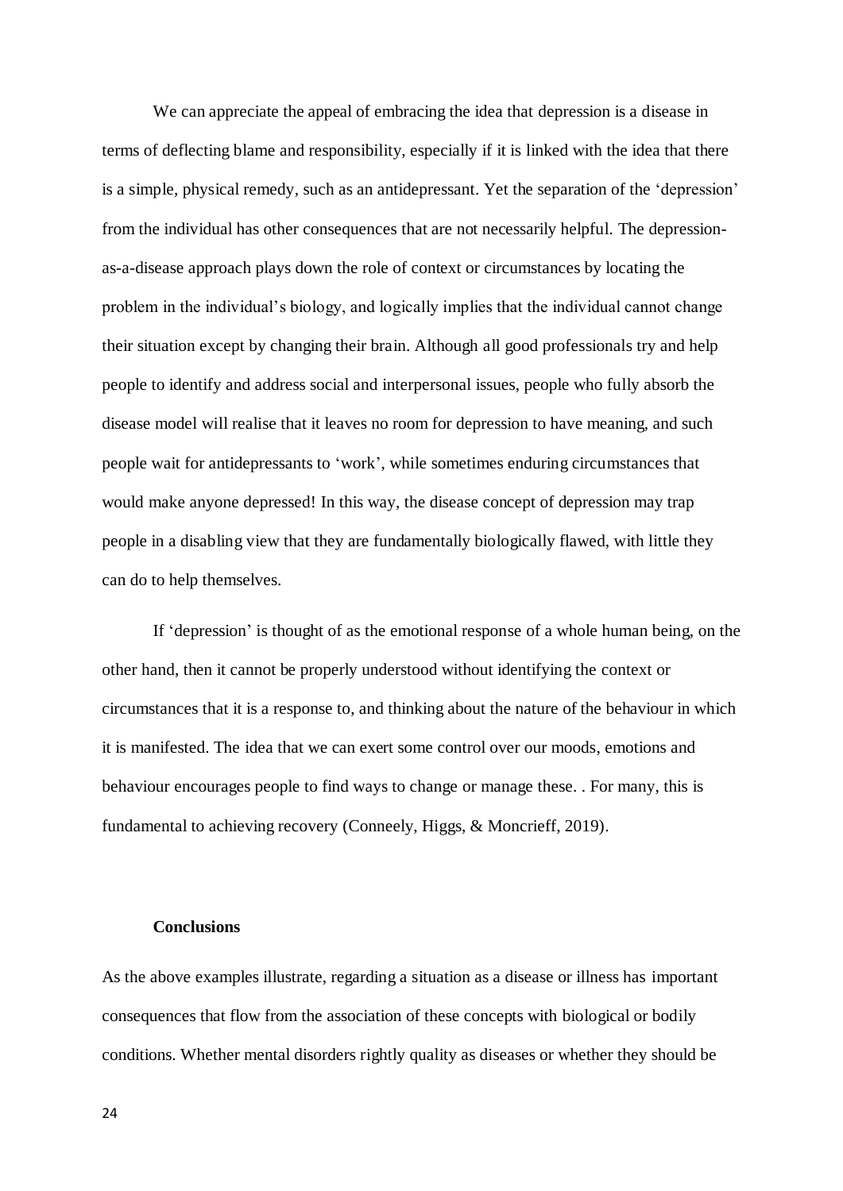We can appreciate the appeal of embracing the idea that depression is a disease in terms of deflecting blame and responsibility, especially if it is linked with the idea that there is a simple, physical remedy, such as an antidepressant. Yet the separation of the 'depression' from the individual has other consequences that are not necessarily helpful. The depression-as-a-disease approach plays down the role of context or circumstances by locating the problem in the individual's biology, and logically implies that the individual cannot change their situation except by changing their brain. Although all good professionals try and help people to identify and address social and interpersonal issues, people who fully absorb the disease model will realise that it leaves no room for depression to have meaning, and such people wait for antidepressants to 'work', while sometimes enduring circumstances that would make anyone depressed! In this way, the disease concept of depression may trap people in a disabling view that they are fundamentally biologically flawed, with little they can do to help themselves.

If 'depression' is thought of as the emotional response of a whole human being, on the other hand, then it cannot be properly understood without identifying the context or circumstances that it is a response to, and thinking about the nature of the behaviour in which it is manifested. The idea that we can exert some control over our moods, emotions and behaviour encourages people to find ways to change or manage these. . For many, this is fundamental to achieving recovery (Conneely, Higgs, & Moncrieff, 2019).

## Conclusions

As the above examples illustrate, regarding a situation as a disease or illness has important consequences that flow from the association of these concepts with biological or bodily conditions. Whether mental disorders rightly quality as diseases or whether they should be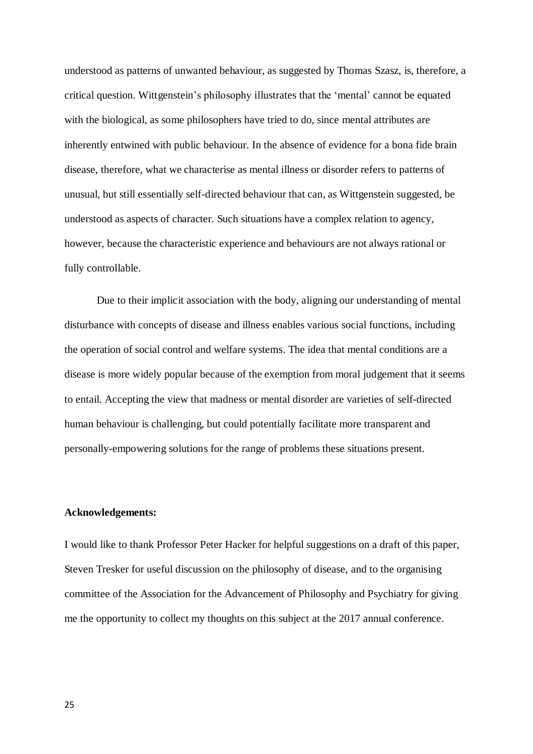understood as patterns of unwanted behaviour, as suggested by Thomas Szasz, is, therefore, a critical question. Wittgenstein's philosophy illustrates that the 'mental' cannot be equated with the biological, as some philosophers have tried to do, since mental attributes are inherently entwined with public behaviour. In the absence of evidence for a bona fide brain disease, therefore, what we characterise as mental illness or disorder refers to patterns of unusual, but still essentially self-directed behaviour that can, as Wittgenstein suggested, be understood as aspects of character. Such situations have a complex relation to agency, however, because the characteristic experience and behaviours are not always rational or fully controllable.

Due to their implicit association with the body, aligning our understanding of mental disturbance with concepts of disease and illness enables various social functions, including the operation of social control and welfare systems. The idea that mental conditions are a disease is more widely popular because of the exemption from moral judgement that it seems to entail. Accepting the view that madness or mental disorder are varieties of self-directed human behaviour is challenging, but could potentially facilitate more transparent and personally-empowering solutions for the range of problems these situations present.

**Acknowledgements:**

I would like to thank Professor Peter Hacker for helpful suggestions on a draft of this paper, Steven Tresker for useful discussion on the philosophy of disease, and to the organising committee of the Association for the Advancement of Philosophy and Psychiatry for giving me the opportunity to collect my thoughts on this subject at the 2017 annual conference.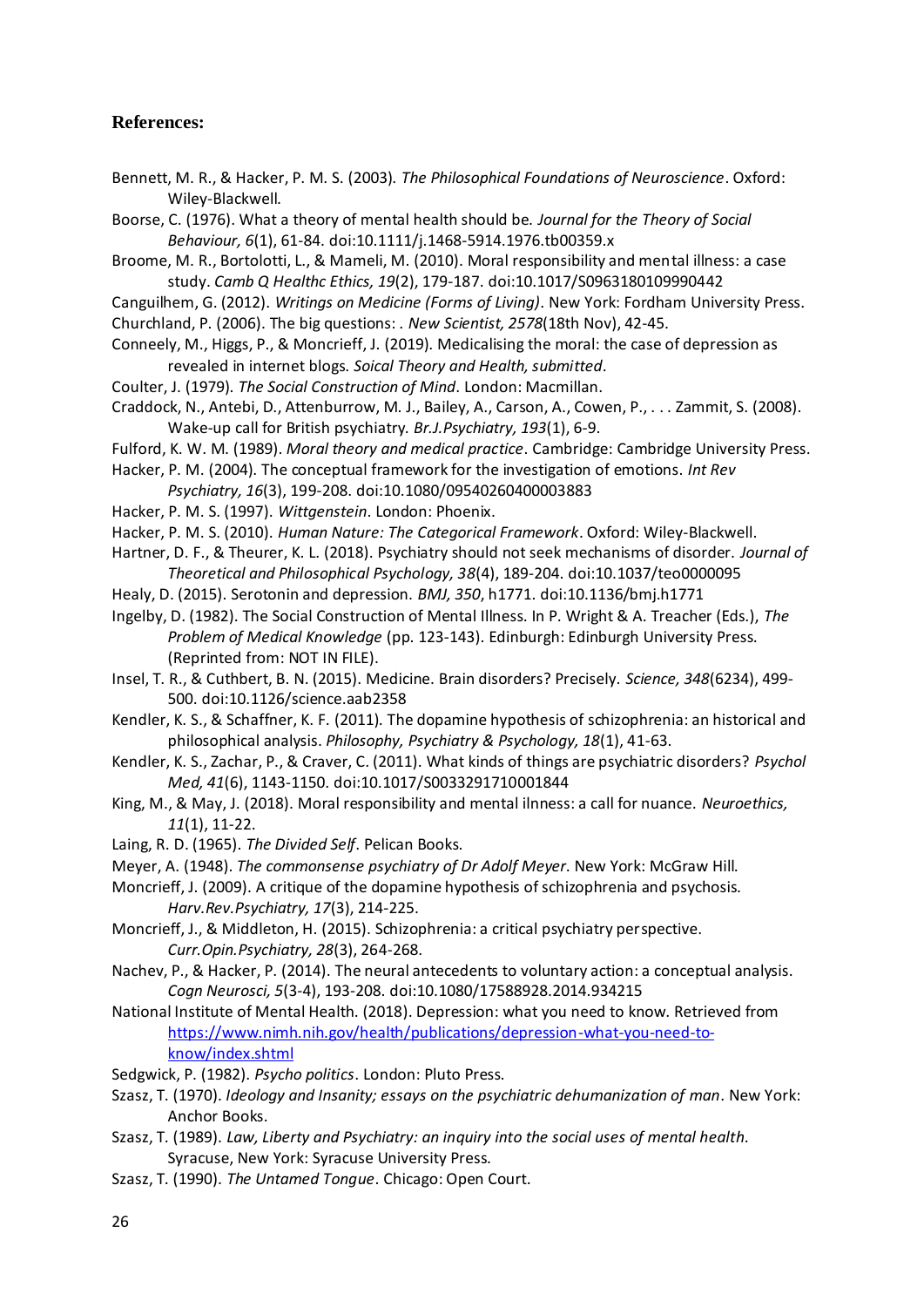**References:**

Bennett, M. R., & Hacker, P. M. S. (2003). *The Philosophical Foundations of Neuroscience*. Oxford: Wiley-Blackwell.

Boorse, C. (1976). What a theory of mental health should be. *Journal for the Theory of Social Behaviour, 6*(1), 61-84. doi:10.1111/j.1468-5914.1976.tb00359.x

Broome, M. R., Bortolotti, L., & Mameli, M. (2010). Moral responsibility and mental illness: a case study. *Camb Q Healthc Ethics, 19*(2), 179-187. doi:10.1017/S0963180109990442

Canguilhem, G. (2012). *Writings on Medicine (Forms of Living)*. New York: Fordham University Press.

Churchland, P. (2006). The big questions: . *New Scientist, 2578*(18th Nov), 42-45.

Conneely, M., Higgs, P., & Moncrieff, J. (2019). Medicalising the moral: the case of depression as revealed in internet blogs. *Soical Theory and Health, submitted*.

Coulter, J. (1979). *The Social Construction of Mind*. London: Macmillan.

Craddock, N., Antebi, D., Attenburrow, M. J., Bailey, A., Carson, A., Cowen, P., . . . Zammit, S. (2008). Wake-up call for British psychiatry. *Br.J.Psychiatry, 193*(1), 6-9.

Fulford, K. W. M. (1989). *Moral theory and medical practice*. Cambridge: Cambridge University Press.

Hacker, P. M. (2004). The conceptual framework for the investigation of emotions. *Int Rev Psychiatry, 16*(3), 199-208. doi:10.1080/09540260400003883

Hacker, P. M. S. (1997). *Wittgenstein*. London: Phoenix.

Hacker, P. M. S. (2010). *Human Nature: The Categorical Framework*. Oxford: Wiley-Blackwell.

Hartner, D. F., & Theurer, K. L. (2018). Psychiatry should not seek mechanisms of disorder. *Journal of Theoretical and Philosophical Psychology, 38*(4), 189-204. doi:10.1037/teo0000095

Healy, D. (2015). Serotonin and depression. *BMJ, 350*, h1771. doi:10.1136/bmj.h1771

Ingelby, D. (1982). The Social Construction of Mental Illness. In P. Wright & A. Treacher (Eds.), *The Problem of Medical Knowledge* (pp. 123-143). Edinburgh: Edinburgh University Press. (Reprinted from: NOT IN FILE).

Insel, T. R., & Cuthbert, B. N. (2015). Medicine. Brain disorders? Precisely. *Science, 348*(6234), 499-500. doi:10.1126/science.aab2358

Kendler, K. S., & Schaffner, K. F. (2011). The dopamine hypothesis of schizophrenia: an historical and philosophical analysis. *Philosophy, Psychiatry & Psychology, 18*(1), 41-63.

Kendler, K. S., Zachar, P., & Craver, C. (2011). What kinds of things are psychiatric disorders? *Psychol Med, 41*(6), 1143-1150. doi:10.1017/S0033291710001844

King, M., & May, J. (2018). Moral responsibility and mental illness: a call for nuance. *Neuroethics, 11*(1), 11-22.

Laing, R. D. (1965). *The Divided Self*. Pelican Books.

Meyer, A. (1948). *The commonsense psychiatry of Dr Adolf Meyer*. New York: McGraw Hill.

Moncrieff, J. (2009). A critique of the dopamine hypothesis of schizophrenia and psychosis. *Harv.Rev.Psychiatry, 17*(3), 214-225.

Moncrieff, J., & Middleton, H. (2015). Schizophrenia: a critical psychiatry perspective. *Curr.Opin.Psychiatry, 28*(3), 264-268.

Nachev, P., & Hacker, P. (2014). The neural antecedents to voluntary action: a conceptual analysis. *Cogn Neurosci, 5*(3-4), 193-208. doi:10.1080/17588928.2014.934215

National Institute of Mental Health. (2018). Depression: what you need to know. Retrieved from https://www.nimh.nih.gov/health/publications/depression-what-you-need-to-know/index.shtml

Sedgwick, P. (1982). *Psycho politics*. London: Pluto Press.

Szasz, T. (1970). *Ideology and Insanity; essays on the psychiatric dehumanization of man*. New York: Anchor Books.

Szasz, T. (1989). *Law, Liberty and Psychiatry: an inquiry into the social uses of mental health*. Syracuse, New York: Syracuse University Press.

Szasz, T. (1990). *The Untamed Tongue*. Chicago: Open Court.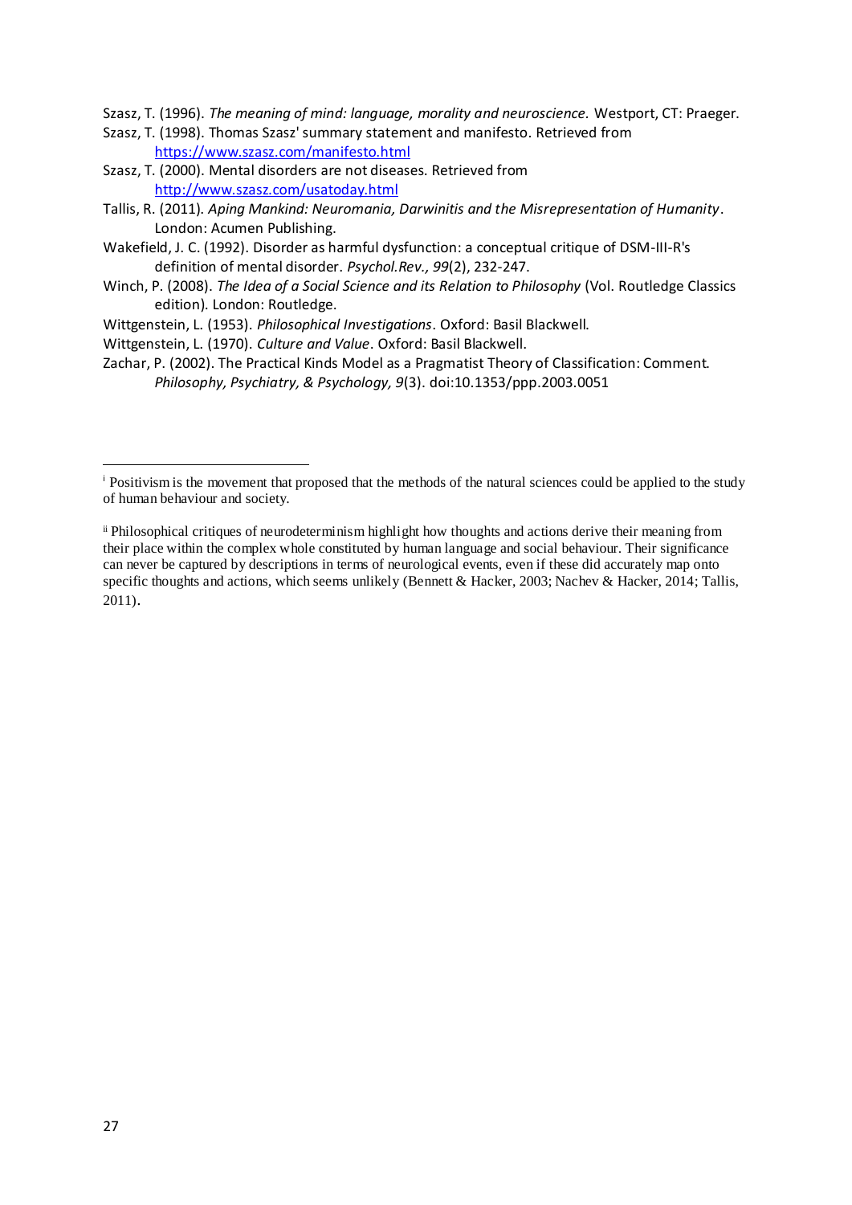Szasz, T. (1996). *The meaning of mind: language, morality and neuroscience.* Westport, CT: Praeger.

Szasz, T. (1998). Thomas Szasz' summary statement and manifesto. Retrieved from https://www.szasz.com/manifesto.html

Szasz, T. (2000). Mental disorders are not diseases. Retrieved from http://www.szasz.com/usatoday.html

Tallis, R. (2011). *Aping Mankind: Neuromania, Darwinitis and the Misrepresentation of Humanity*. London: Acumen Publishing.

Wakefield, J. C. (1992). Disorder as harmful dysfunction: a conceptual critique of DSM-III-R's definition of mental disorder. *Psychol.Rev., 99*(2), 232-247.

Winch, P. (2008). *The Idea of a Social Science and its Relation to Philosophy* (Vol. Routledge Classics edition). London: Routledge.

Wittgenstein, L. (1953). *Philosophical Investigations*. Oxford: Basil Blackwell.

Wittgenstein, L. (1970). *Culture and Value*. Oxford: Basil Blackwell.

Zachar, P. (2002). The Practical Kinds Model as a Pragmatist Theory of Classification: Comment. *Philosophy, Psychiatry, & Psychology, 9*(3). doi:10.1353/ppp.2003.0051

---

[i] Positivism is the movement that proposed that the methods of the natural sciences could be applied to the study of human behaviour and society.

[ii] Philosophical critiques of neurodeterminism highlight how thoughts and actions derive their meaning from their place within the complex whole constituted by human language and social behaviour. Their significance can never be captured by descriptions in terms of neurological events, even if these did accurately map onto specific thoughts and actions, which seems unlikely (Bennett & Hacker, 2003; Nachev & Hacker, 2014; Tallis, 2011).